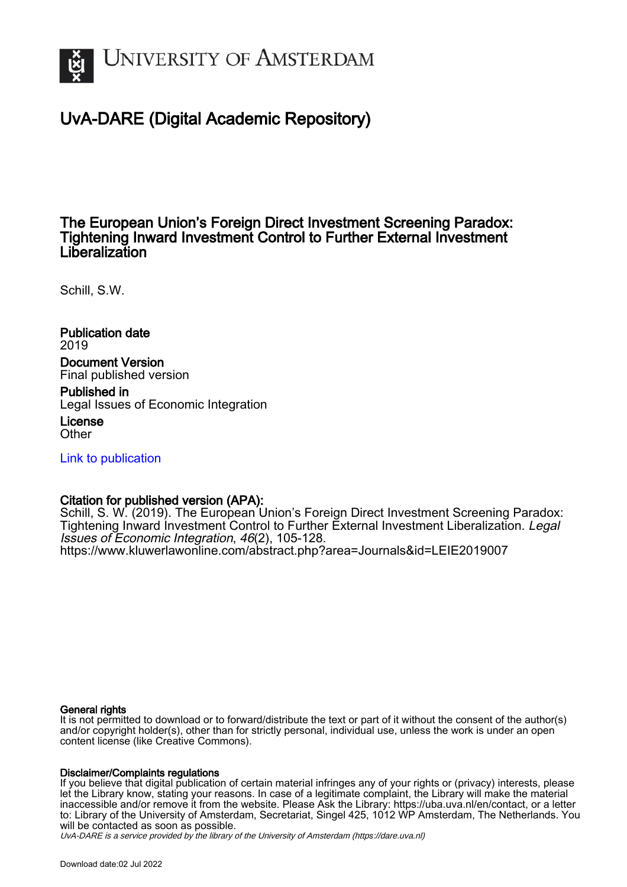# University of Amsterdam

## UvA-DARE (Digital Academic Repository)

### The European Union's Foreign Direct Investment Screening Paradox: Tightening Inward Investment Control to Further External Investment Liberalization

Schill, S.W.

**Publication date**
2019

**Document Version**
Final published version

**Published in**
Legal Issues of Economic Integration

**License**
Other

[Link to publication](https://www.kluwerlawonline.com/abstract.php?area=Journals&id=LEIE2019007)

**Citation for published version (APA):**
Schill, S. W. (2019). The European Union's Foreign Direct Investment Screening Paradox: Tightening Inward Investment Control to Further External Investment Liberalization. *Legal Issues of Economic Integration*, *46*(2), 105-128. https://www.kluwerlawonline.com/abstract.php?area=Journals&id=LEIE2019007

**General rights**
It is not permitted to download or to forward/distribute the text or part of it without the consent of the author(s) and/or copyright holder(s), other than for strictly personal, individual use, unless the work is under an open content license (like Creative Commons).

**Disclaimer/Complaints regulations**
If you believe that digital publication of certain material infringes any of your rights or (privacy) interests, please let the Library know, stating your reasons. In case of a legitimate complaint, the Library will make the material inaccessible and/or remove it from the website. Please Ask the Library: https://uba.uva.nl/en/contact, or a letter to: Library of the University of Amsterdam, Secretariat, Singel 425, 1012 WP Amsterdam, The Netherlands. You will be contacted as soon as possible.

UvA-DARE is a service provided by the library of the University of Amsterdam (https://dare.uva.nl)

Download date:02 Jul 2022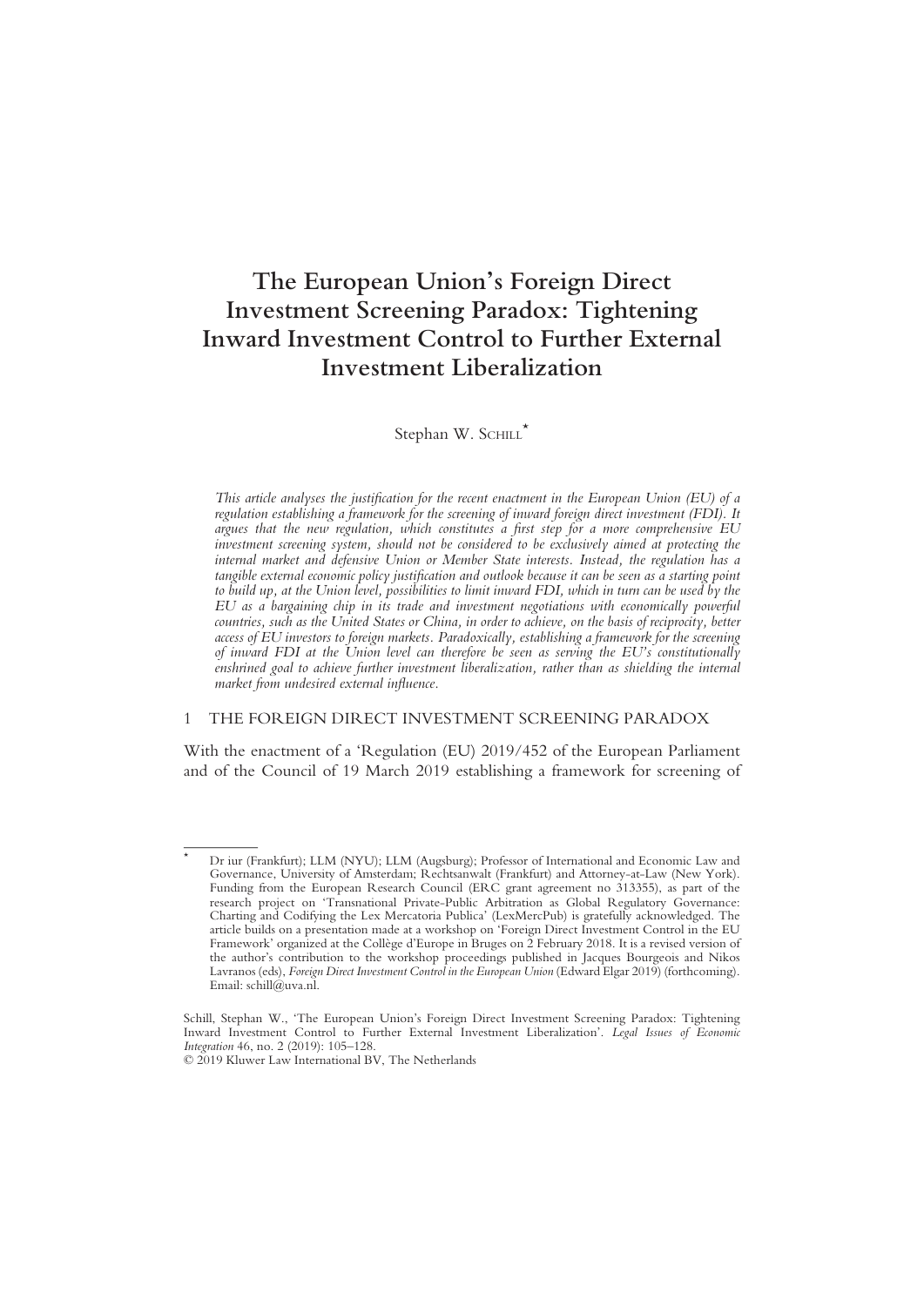# The European Union's Foreign Direct Investment Screening Paradox: Tightening Inward Investment Control to Further External Investment Liberalization

Stephan W. Schill*

*This article analyses the justification for the recent enactment in the European Union (EU) of a regulation establishing a framework for the screening of inward foreign direct investment (FDI). It argues that the new regulation, which constitutes a first step for a more comprehensive EU investment screening system, should not be considered to be exclusively aimed at protecting the internal market and defensive Union or Member State interests. Instead, the regulation has a tangible external economic policy justification and outlook because it can be seen as a starting point to build up, at the Union level, possibilities to limit inward FDI, which in turn can be used by the EU as a bargaining chip in its trade and investment negotiations with economically powerful countries, such as the United States or China, in order to achieve, on the basis of reciprocity, better access of EU investors to foreign markets. Paradoxically, establishing a framework for the screening of inward FDI at the Union level can therefore be seen as serving the EU's constitutionally enshrined goal to achieve further investment liberalization, rather than as shielding the internal market from undesired external influence.*

## 1 THE FOREIGN DIRECT INVESTMENT SCREENING PARADOX

With the enactment of a 'Regulation (EU) 2019/452 of the European Parliament and of the Council of 19 March 2019 establishing a framework for screening of

---

* Dr iur (Frankfurt); LLM (NYU); LLM (Augsburg); Professor of International and Economic Law and Governance, University of Amsterdam; Rechtsanwalt (Frankfurt) and Attorney-at-Law (New York). Funding from the European Research Council (ERC grant agreement no 313355), as part of the research project on 'Transnational Private-Public Arbitration as Global Regulatory Governance: Charting and Codifying the Lex Mercatoria Publica' (LexMercPub) is gratefully acknowledged. The article builds on a presentation made at a workshop on 'Foreign Direct Investment Control in the EU Framework' organized at the Collège d'Europe in Bruges on 2 February 2018. It is a revised version of the author's contribution to the workshop proceedings published in Jacques Bourgeois and Nikos Lavranos (eds), *Foreign Direct Investment Control in the European Union* (Edward Elgar 2019) (forthcoming). Email: schill@uva.nl.

Schill, Stephan W., 'The European Union's Foreign Direct Investment Screening Paradox: Tightening Inward Investment Control to Further External Investment Liberalization'. *Legal Issues of Economic Integration* 46, no. 2 (2019): 105–128.

© 2019 Kluwer Law International BV, The Netherlands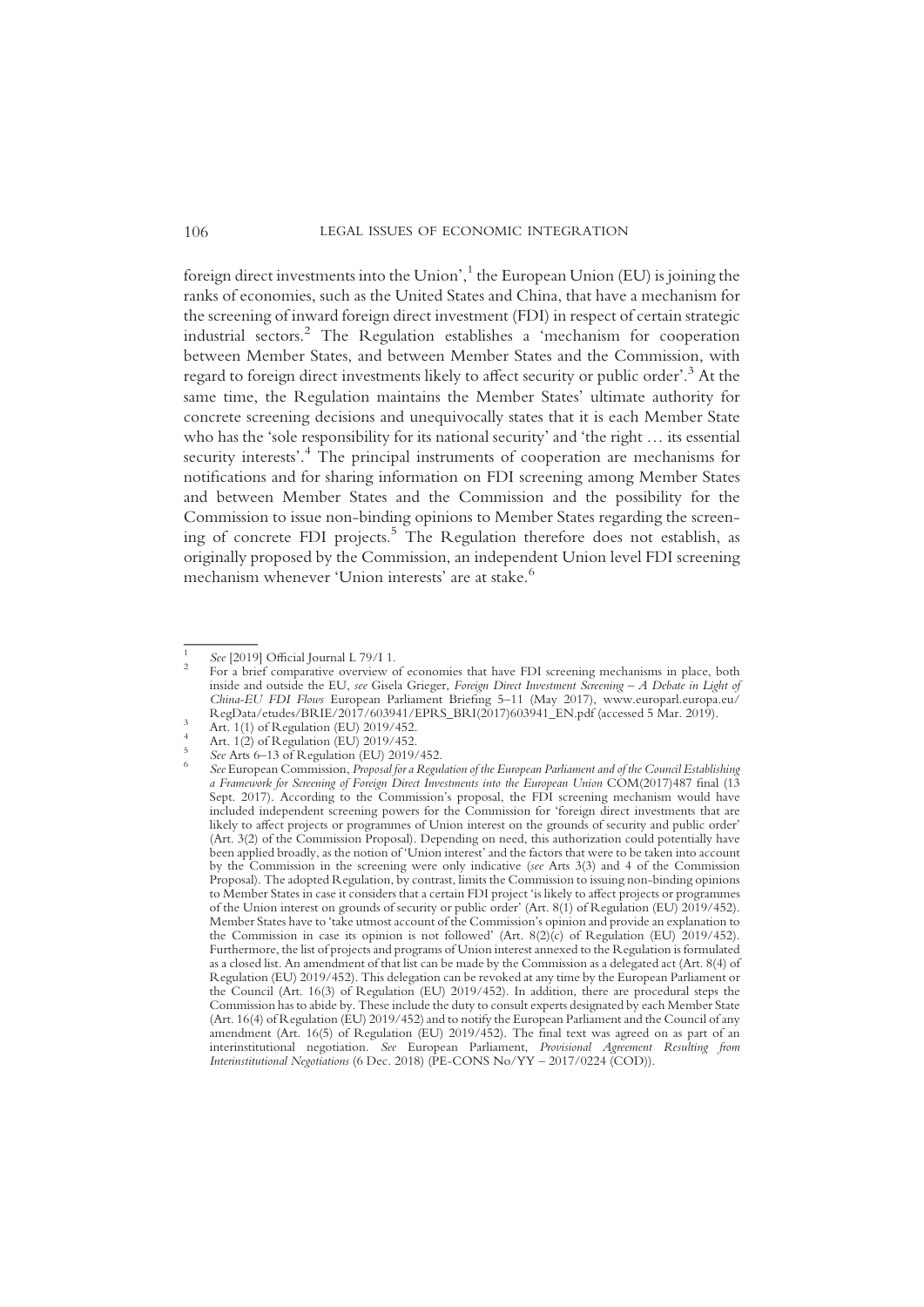foreign direct investments into the Union',[1] the European Union (EU) is joining the ranks of economies, such as the United States and China, that have a mechanism for the screening of inward foreign direct investment (FDI) in respect of certain strategic industrial sectors.[2] The Regulation establishes a 'mechanism for cooperation between Member States, and between Member States and the Commission, with regard to foreign direct investments likely to affect security or public order'.[3] At the same time, the Regulation maintains the Member States' ultimate authority for concrete screening decisions and unequivocally states that it is each Member State who has the 'sole responsibility for its national security' and 'the right … its essential security interests'.[4] The principal instruments of cooperation are mechanisms for notifications and for sharing information on FDI screening among Member States and between Member States and the Commission and the possibility for the Commission to issue non-binding opinions to Member States regarding the screening of concrete FDI projects.[5] The Regulation therefore does not establish, as originally proposed by the Commission, an independent Union level FDI screening mechanism whenever 'Union interests' are at stake.[6]

---

[1] *See* [2019] Official Journal L 79/I 1.

[2] For a brief comparative overview of economies that have FDI screening mechanisms in place, both inside and outside the EU, *see* Gisela Grieger, *Foreign Direct Investment Screening – A Debate in Light of China-EU FDI Flows* European Parliament Briefing 5–11 (May 2017), www.europarl.europa.eu/RegData/etudes/BRIE/2017/603941/EPRS_BRI(2017)603941_EN.pdf (accessed 5 Mar. 2019).

[3] Art. 1(1) of Regulation (EU) 2019/452.

[4] Art. 1(2) of Regulation (EU) 2019/452.

[5] *See* Arts 6–13 of Regulation (EU) 2019/452.

[6] *See* European Commission, *Proposal for a Regulation of the European Parliament and of the Council Establishing a Framework for Screening of Foreign Direct Investments into the European Union* COM(2017)487 final (13 Sept. 2017). According to the Commission's proposal, the FDI screening mechanism would have included independent screening powers for the Commission for 'foreign direct investments that are likely to affect projects or programmes of Union interest on the grounds of security and public order' (Art. 3(2) of the Commission Proposal). Depending on need, this authorization could potentially have been applied broadly, as the notion of 'Union interest' and the factors that were to be taken into account by the Commission in the screening were only indicative (*see* Arts 3(3) and 4 of the Commission Proposal). The adopted Regulation, by contrast, limits the Commission to issuing non-binding opinions to Member States in case it considers that a certain FDI project 'is likely to affect projects or programmes of the Union interest on grounds of security or public order' (Art. 8(1) of Regulation (EU) 2019/452). Member States have to 'take utmost account of the Commission's opinion and provide an explanation to the Commission in case its opinion is not followed' (Art. 8(2)(c) of Regulation (EU) 2019/452). Furthermore, the list of projects and programs of Union interest annexed to the Regulation is formulated as a closed list. An amendment of that list can be made by the Commission as a delegated act (Art. 8(4) of Regulation (EU) 2019/452). This delegation can be revoked at any time by the European Parliament or the Council (Art. 16(3) of Regulation (EU) 2019/452). In addition, there are procedural steps the Commission has to abide by. These include the duty to consult experts designated by each Member State (Art. 16(4) of Regulation (EU) 2019/452) and to notify the European Parliament and the Council of any amendment (Art. 16(5) of Regulation (EU) 2019/452). The final text was agreed on as part of an interinstitutional negotiation. *See* European Parliament, *Provisional Agreement Resulting from Interinstitutional Negotiations* (6 Dec. 2018) (PE-CONS No/YY – 2017/0224 (COD)).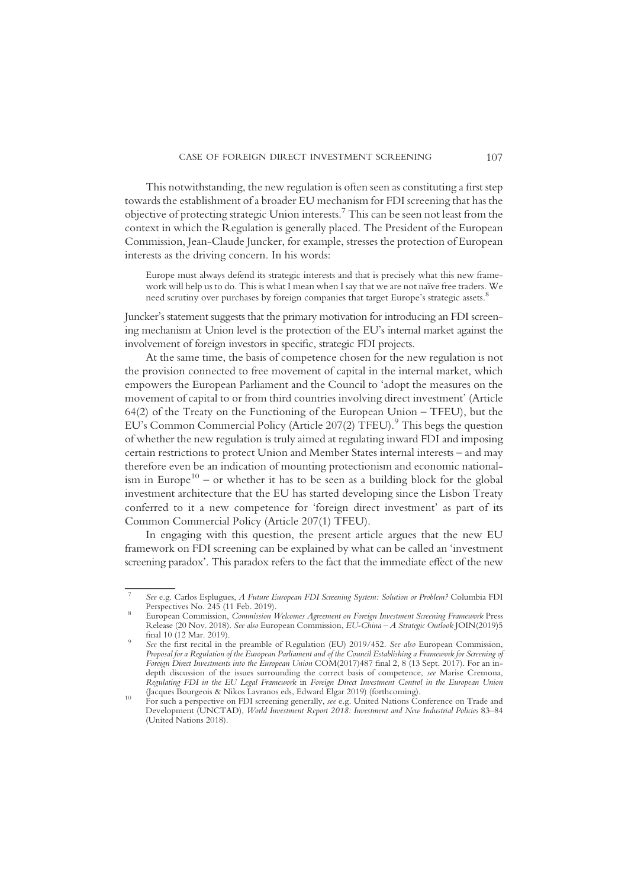This notwithstanding, the new regulation is often seen as constituting a first step towards the establishment of a broader EU mechanism for FDI screening that has the objective of protecting strategic Union interests.[7] This can be seen not least from the context in which the Regulation is generally placed. The President of the European Commission, Jean-Claude Juncker, for example, stresses the protection of European interests as the driving concern. In his words:

> Europe must always defend its strategic interests and that is precisely what this new framework will help us to do. This is what I mean when I say that we are not naïve free traders. We need scrutiny over purchases by foreign companies that target Europe's strategic assets.[8]

Juncker's statement suggests that the primary motivation for introducing an FDI screening mechanism at Union level is the protection of the EU's internal market against the involvement of foreign investors in specific, strategic FDI projects.

At the same time, the basis of competence chosen for the new regulation is not the provision connected to free movement of capital in the internal market, which empowers the European Parliament and the Council to 'adopt the measures on the movement of capital to or from third countries involving direct investment' (Article 64(2) of the Treaty on the Functioning of the European Union – TFEU), but the EU's Common Commercial Policy (Article 207(2) TFEU).[9] This begs the question of whether the new regulation is truly aimed at regulating inward FDI and imposing certain restrictions to protect Union and Member States internal interests – and may therefore even be an indication of mounting protectionism and economic nationalism in Europe[10] – or whether it has to be seen as a building block for the global investment architecture that the EU has started developing since the Lisbon Treaty conferred to it a new competence for 'foreign direct investment' as part of its Common Commercial Policy (Article 207(1) TFEU).

In engaging with this question, the present article argues that the new EU framework on FDI screening can be explained by what can be called an 'investment screening paradox'. This paradox refers to the fact that the immediate effect of the new

---

[7] *See* e.g. Carlos Esplugues, *A Future European FDI Screening System: Solution or Problem?* Columbia FDI Perspectives No. 245 (11 Feb. 2019).

[8] European Commission, *Commission Welcomes Agreement on Foreign Investment Screening Framework* Press Release (20 Nov. 2018). *See also* European Commission, *EU-China – A Strategic Outlook* JOIN(2019)5 final 10 (12 Mar. 2019).

[9] *See* the first recital in the preamble of Regulation (EU) 2019/452. *See also* European Commission, *Proposal for a Regulation of the European Parliament and of the Council Establishing a Framework for Screening of Foreign Direct Investments into the European Union* COM(2017)487 final 2, 8 (13 Sept. 2017). For an in-depth discussion of the issues surrounding the correct basis of competence, *see* Marise Cremona, *Regulating FDI in the EU Legal Framework* in *Foreign Direct Investment Control in the European Union* (Jacques Bourgeois & Nikos Lavranos eds, Edward Elgar 2019) (forthcoming).

[10] For such a perspective on FDI screening generally, *see* e.g. United Nations Conference on Trade and Development (UNCTAD), *World Investment Report 2018: Investment and New Industrial Policies* 83–84 (United Nations 2018).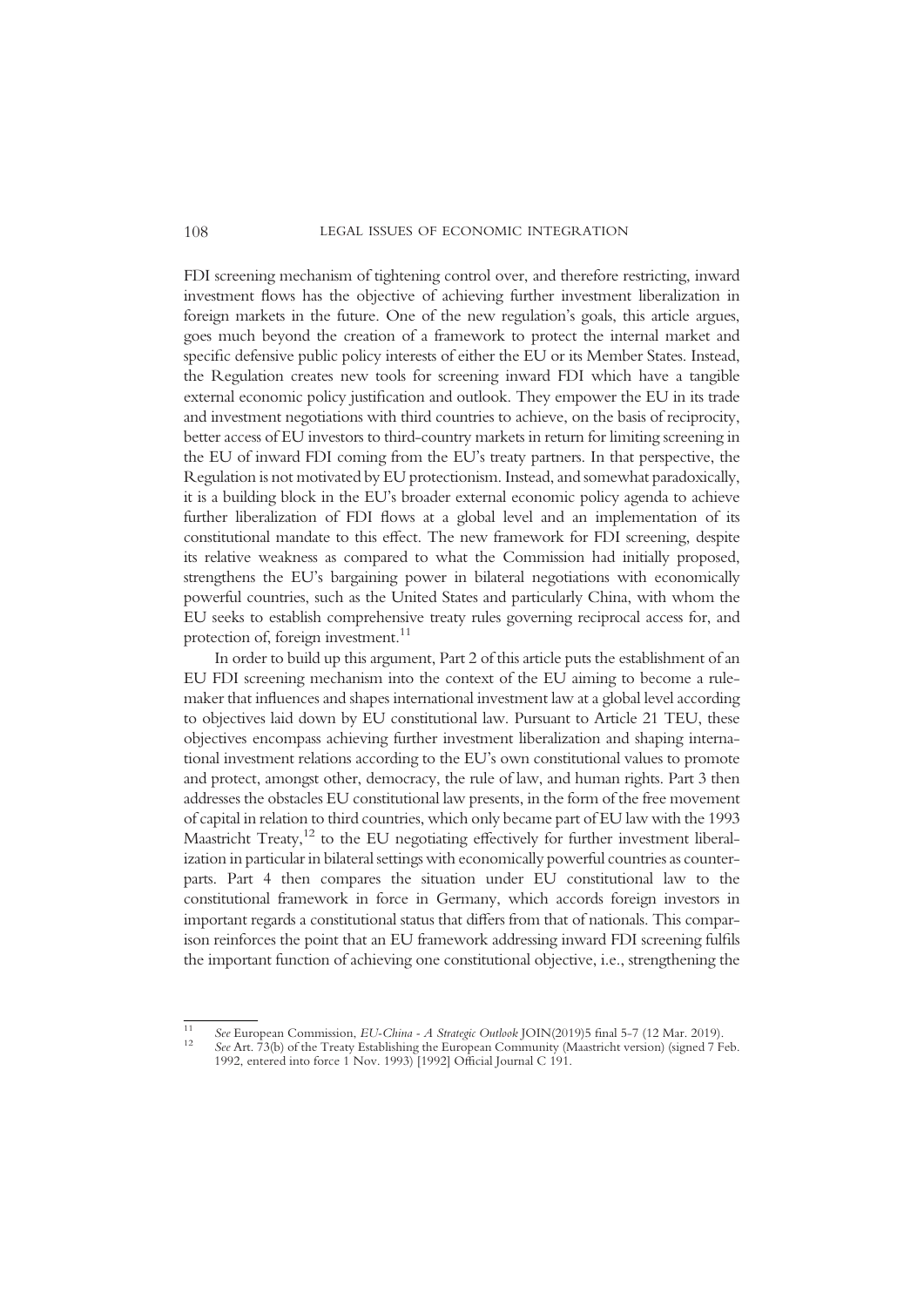FDI screening mechanism of tightening control over, and therefore restricting, inward investment flows has the objective of achieving further investment liberalization in foreign markets in the future. One of the new regulation's goals, this article argues, goes much beyond the creation of a framework to protect the internal market and specific defensive public policy interests of either the EU or its Member States. Instead, the Regulation creates new tools for screening inward FDI which have a tangible external economic policy justification and outlook. They empower the EU in its trade and investment negotiations with third countries to achieve, on the basis of reciprocity, better access of EU investors to third-country markets in return for limiting screening in the EU of inward FDI coming from the EU's treaty partners. In that perspective, the Regulation is not motivated by EU protectionism. Instead, and somewhat paradoxically, it is a building block in the EU's broader external economic policy agenda to achieve further liberalization of FDI flows at a global level and an implementation of its constitutional mandate to this effect. The new framework for FDI screening, despite its relative weakness as compared to what the Commission had initially proposed, strengthens the EU's bargaining power in bilateral negotiations with economically powerful countries, such as the United States and particularly China, with whom the EU seeks to establish comprehensive treaty rules governing reciprocal access for, and protection of, foreign investment.[11]

In order to build up this argument, Part 2 of this article puts the establishment of an EU FDI screening mechanism into the context of the EU aiming to become a rule-maker that influences and shapes international investment law at a global level according to objectives laid down by EU constitutional law. Pursuant to Article 21 TEU, these objectives encompass achieving further investment liberalization and shaping international investment relations according to the EU's own constitutional values to promote and protect, amongst other, democracy, the rule of law, and human rights. Part 3 then addresses the obstacles EU constitutional law presents, in the form of the free movement of capital in relation to third countries, which only became part of EU law with the 1993 Maastricht Treaty,[12] to the EU negotiating effectively for further investment liberalization in particular in bilateral settings with economically powerful countries as counterparts. Part 4 then compares the situation under EU constitutional law to the constitutional framework in force in Germany, which accords foreign investors in important regards a constitutional status that differs from that of nationals. This comparison reinforces the point that an EU framework addressing inward FDI screening fulfils the important function of achieving one constitutional objective, i.e., strengthening the

---

[11] *See* European Commission, *EU-China - A Strategic Outlook* JOIN(2019)5 final 5-7 (12 Mar. 2019).

[12] *See* Art. 73(b) of the Treaty Establishing the European Community (Maastricht version) (signed 7 Feb. 1992, entered into force 1 Nov. 1993) [1992] Official Journal C 191.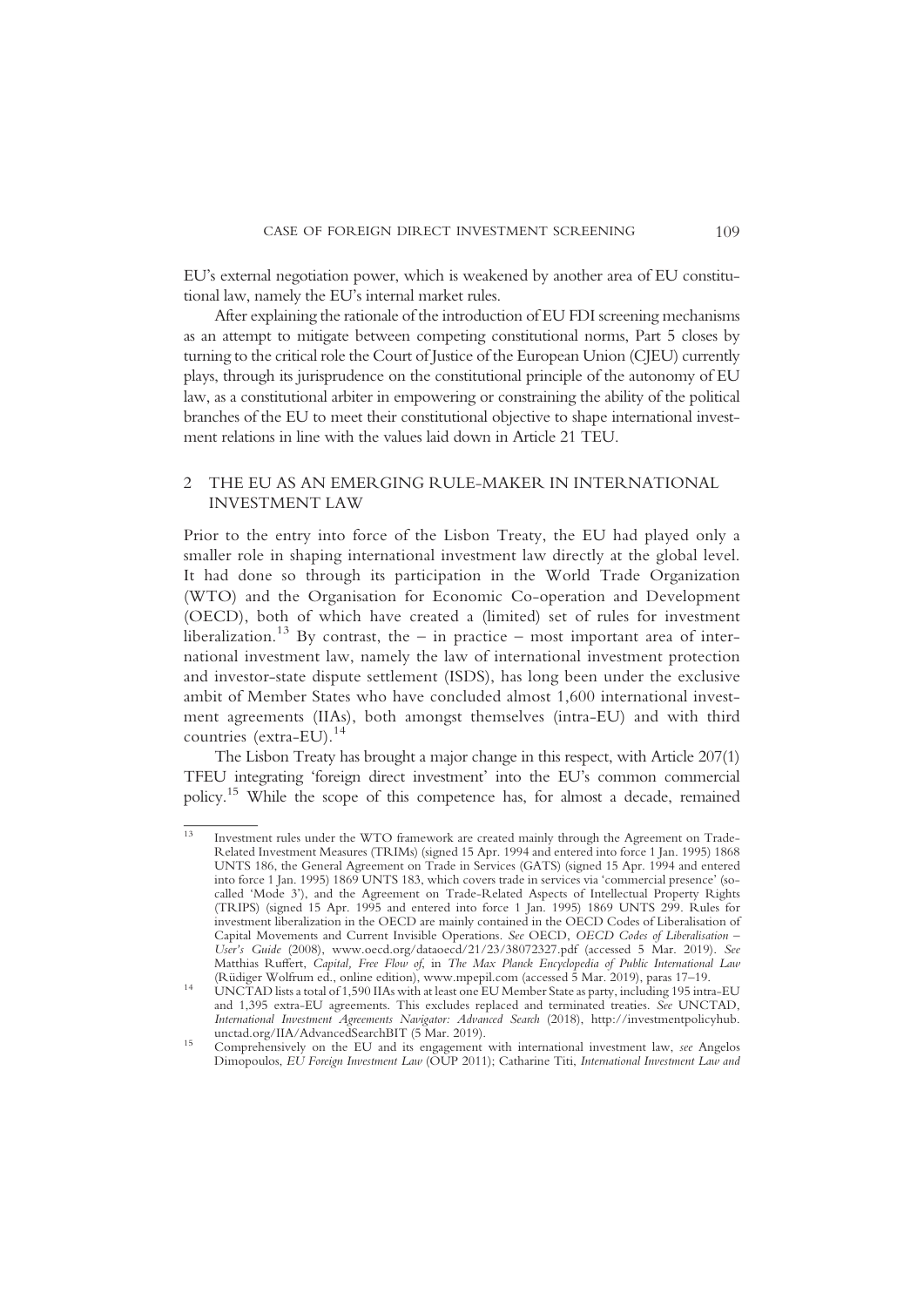EU's external negotiation power, which is weakened by another area of EU constitutional law, namely the EU's internal market rules.

After explaining the rationale of the introduction of EU FDI screening mechanisms as an attempt to mitigate between competing constitutional norms, Part 5 closes by turning to the critical role the Court of Justice of the European Union (CJEU) currently plays, through its jurisprudence on the constitutional principle of the autonomy of EU law, as a constitutional arbiter in empowering or constraining the ability of the political branches of the EU to meet their constitutional objective to shape international investment relations in line with the values laid down in Article 21 TEU.

## 2 THE EU AS AN EMERGING RULE-MAKER IN INTERNATIONAL INVESTMENT LAW

Prior to the entry into force of the Lisbon Treaty, the EU had played only a smaller role in shaping international investment law directly at the global level. It had done so through its participation in the World Trade Organization (WTO) and the Organisation for Economic Co-operation and Development (OECD), both of which have created a (limited) set of rules for investment liberalization.[13] By contrast, the – in practice – most important area of international investment law, namely the law of international investment protection and investor-state dispute settlement (ISDS), has long been under the exclusive ambit of Member States who have concluded almost 1,600 international investment agreements (IIAs), both amongst themselves (intra-EU) and with third countries (extra-EU).[14]

The Lisbon Treaty has brought a major change in this respect, with Article 207(1) TFEU integrating 'foreign direct investment' into the EU's common commercial policy.[15] While the scope of this competence has, for almost a decade, remained

---

[13] Investment rules under the WTO framework are created mainly through the Agreement on Trade-Related Investment Measures (TRIMs) (signed 15 Apr. 1994 and entered into force 1 Jan. 1995) 1868 UNTS 186, the General Agreement on Trade in Services (GATS) (signed 15 Apr. 1994 and entered into force 1 Jan. 1995) 1869 UNTS 183, which covers trade in services via 'commercial presence' (so-called 'Mode 3'), and the Agreement on Trade-Related Aspects of Intellectual Property Rights (TRIPS) (signed 15 Apr. 1995 and entered into force 1 Jan. 1995) 1869 UNTS 299. Rules for investment liberalization in the OECD are mainly contained in the OECD Codes of Liberalisation of Capital Movements and Current Invisible Operations. *See* OECD, *OECD Codes of Liberalisation – User's Guide* (2008), www.oecd.org/dataoecd/21/23/38072327.pdf (accessed 5 Mar. 2019). *See* Matthias Ruffert, *Capital, Free Flow of*, in *The Max Planck Encyclopedia of Public International Law* (Rüdiger Wolfrum ed., online edition), www.mpepil.com (accessed 5 Mar. 2019), paras 17–19.

[14] UNCTAD lists a total of 1,590 IIAs with at least one EU Member State as party, including 195 intra-EU and 1,395 extra-EU agreements. This excludes replaced and terminated treaties. *See* UNCTAD, *International Investment Agreements Navigator: Advanced Search* (2018), http://investmentpolicyhub.unctad.org/IIA/AdvancedSearchBIT (5 Mar. 2019).

[15] Comprehensively on the EU and its engagement with international investment law, *see* Angelos Dimopoulos, *EU Foreign Investment Law* (OUP 2011); Catharine Titi, *International Investment Law and*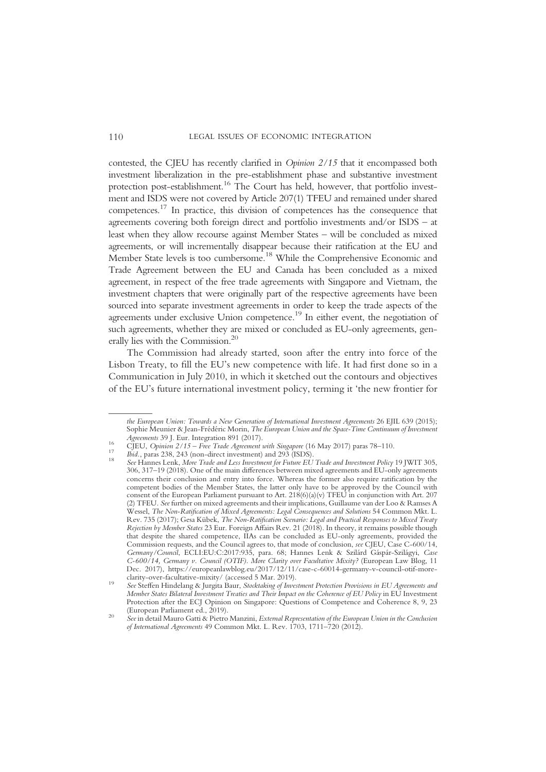contested, the CJEU has recently clarified in *Opinion 2/15* that it encompassed both investment liberalization in the pre-establishment phase and substantive investment protection post-establishment.[16] The Court has held, however, that portfolio investment and ISDS were not covered by Article 207(1) TFEU and remained under shared competences.[17] In practice, this division of competences has the consequence that agreements covering both foreign direct and portfolio investments and/or ISDS – at least when they allow recourse against Member States – will be concluded as mixed agreements, or will incrementally disappear because their ratification at the EU and Member State levels is too cumbersome.[18] While the Comprehensive Economic and Trade Agreement between the EU and Canada has been concluded as a mixed agreement, in respect of the free trade agreements with Singapore and Vietnam, the investment chapters that were originally part of the respective agreements have been sourced into separate investment agreements in order to keep the trade aspects of the agreements under exclusive Union competence.[19] In either event, the negotiation of such agreements, whether they are mixed or concluded as EU-only agreements, generally lies with the Commission.[20]

The Commission had already started, soon after the entry into force of the Lisbon Treaty, to fill the EU's new competence with life. It had first done so in a Communication in July 2010, in which it sketched out the contours and objectives of the EU's future international investment policy, terming it 'the new frontier for

---

*the European Union: Towards a New Generation of International Investment Agreements* 26 EJIL 639 (2015); Sophie Meunier & Jean-Frédéric Morin, *The European Union and the Space-Time Continuum of Investment Agreements* 39 J. Eur. Integration 891 (2017).

[16] CJEU, *Opinion 2/15 – Free Trade Agreement with Singapore* (16 May 2017) paras 78–110.

[17] *Ibid.*, paras 238, 243 (non-direct investment) and 293 (ISDS).

[18] *See* Hannes Lenk, *More Trade and Less Investment for Future EU Trade and Investment Policy* 19 JWIT 305, 306, 317–19 (2018). One of the main differences between mixed agreements and EU-only agreements concerns their conclusion and entry into force. Whereas the former also require ratification by the competent bodies of the Member States, the latter only have to be approved by the Council with consent of the European Parliament pursuant to Art. 218(6)(a)(v) TFEU in conjunction with Art. 207 (2) TFEU. *See* further on mixed agreements and their implications, Guillaume van der Loo & Ramses A Wessel, *The Non-Ratification of Mixed Agreements: Legal Consequences and Solutions* 54 Common Mkt. L. Rev. 735 (2017); Gesa Kübek, *The Non-Ratification Scenario: Legal and Practical Responses to Mixed Treaty Rejection by Member States* 23 Eur. Foreign Affairs Rev. 21 (2018). In theory, it remains possible though that despite the shared competence, IIAs can be concluded as EU-only agreements, provided the Commission requests, and the Council agrees to, that mode of conclusion, *see* CJEU, Case C-600/14, *Germany/Council*, ECLI:EU:C:2017:935, para. 68; Hannes Lenk & Szilárd Gáspár-Szilágyi, *Case C-600/14, Germany v. Council (OTIF). More Clarity over Facultative Mixity?* (European Law Blog, 11 Dec. 2017), https://europeanlawblog.eu/2017/12/11/case-c-60014-germany-v-council-otif-more-clarity-over-facultative-mixity/ (accessed 5 Mar. 2019).

[19] *See* Steffen Hindelang & Jurgita Baur, *Stocktaking of Investment Protection Provisions in EU Agreements and Member States Bilateral Investment Treaties and Their Impact on the Coherence of EU Policy* in EU Investment Protection after the ECJ Opinion on Singapore: Questions of Competence and Coherence 8, 9, 23 (European Parliament ed., 2019).

[20] *See* in detail Mauro Gatti & Pietro Manzini, *External Representation of the European Union in the Conclusion of International Agreements* 49 Common Mkt. L. Rev. 1703, 1711–720 (2012).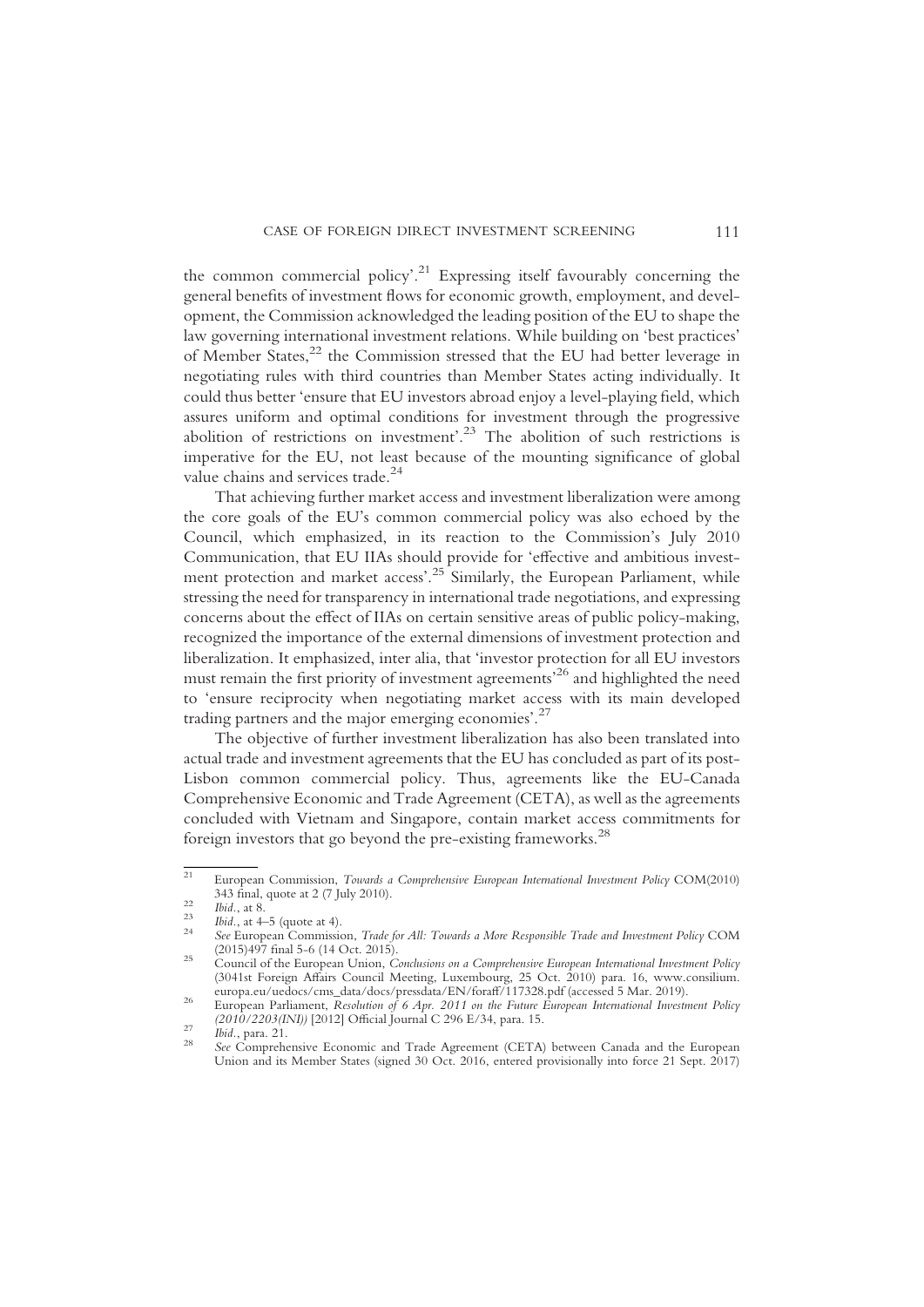the common commercial policy'.[21] Expressing itself favourably concerning the general benefits of investment flows for economic growth, employment, and development, the Commission acknowledged the leading position of the EU to shape the law governing international investment relations. While building on 'best practices' of Member States,[22] the Commission stressed that the EU had better leverage in negotiating rules with third countries than Member States acting individually. It could thus better 'ensure that EU investors abroad enjoy a level-playing field, which assures uniform and optimal conditions for investment through the progressive abolition of restrictions on investment'.[23] The abolition of such restrictions is imperative for the EU, not least because of the mounting significance of global value chains and services trade.[24]

That achieving further market access and investment liberalization were among the core goals of the EU's common commercial policy was also echoed by the Council, which emphasized, in its reaction to the Commission's July 2010 Communication, that EU IIAs should provide for 'effective and ambitious investment protection and market access'.[25] Similarly, the European Parliament, while stressing the need for transparency in international trade negotiations, and expressing concerns about the effect of IIAs on certain sensitive areas of public policy-making, recognized the importance of the external dimensions of investment protection and liberalization. It emphasized, inter alia, that 'investor protection for all EU investors must remain the first priority of investment agreements'[26] and highlighted the need to 'ensure reciprocity when negotiating market access with its main developed trading partners and the major emerging economies'.[27]

The objective of further investment liberalization has also been translated into actual trade and investment agreements that the EU has concluded as part of its post-Lisbon common commercial policy. Thus, agreements like the EU-Canada Comprehensive Economic and Trade Agreement (CETA), as well as the agreements concluded with Vietnam and Singapore, contain market access commitments for foreign investors that go beyond the pre-existing frameworks.[28]

---

[21] European Commission, *Towards a Comprehensive European International Investment Policy* COM(2010) 343 final, quote at 2 (7 July 2010).

[22] *Ibid.*, at 8.

[23] *Ibid.*, at 4–5 (quote at 4).

[24] *See* European Commission, *Trade for All: Towards a More Responsible Trade and Investment Policy* COM (2015)497 final 5-6 (14 Oct. 2015).

[25] Council of the European Union, *Conclusions on a Comprehensive European International Investment Policy* (3041st Foreign Affairs Council Meeting, Luxembourg, 25 Oct. 2010) para. 16, www.consilium.europa.eu/uedocs/cms_data/docs/pressdata/EN/foraff/117328.pdf (accessed 5 Mar. 2019).

[26] European Parliament, *Resolution of 6 Apr. 2011 on the Future European International Investment Policy (2010/2203(INI))* [2012] Official Journal C 296 E/34, para. 15.

[27] *Ibid.*, para. 21.

[28] *See* Comprehensive Economic and Trade Agreement (CETA) between Canada and the European Union and its Member States (signed 30 Oct. 2016, entered provisionally into force 21 Sept. 2017)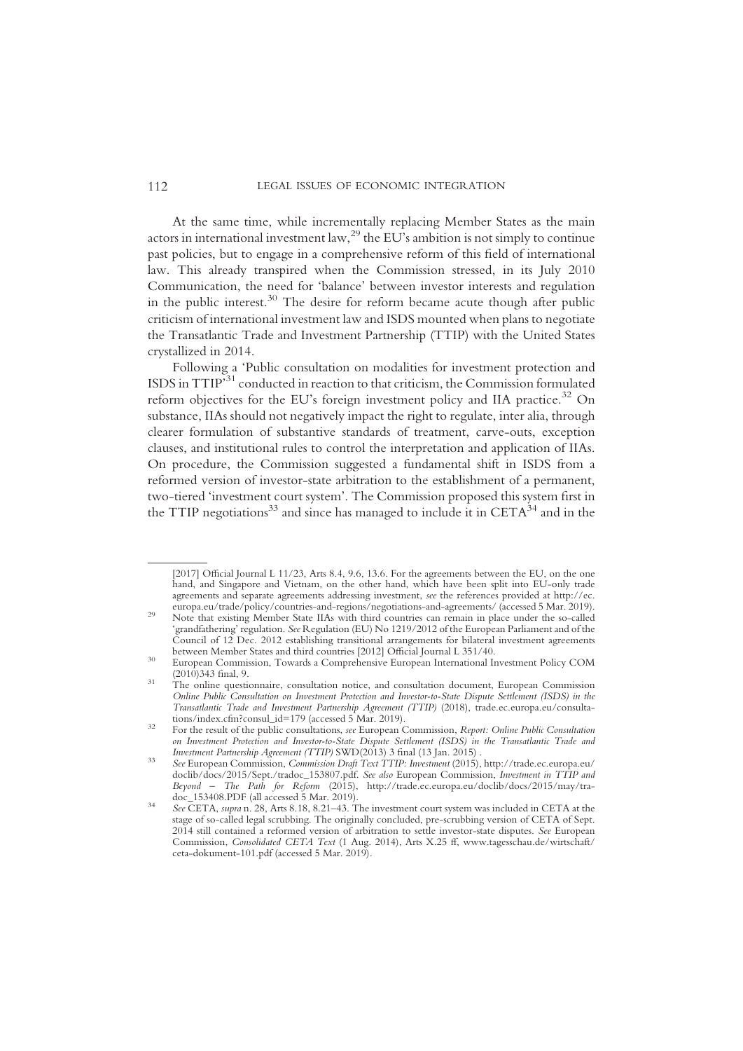At the same time, while incrementally replacing Member States as the main actors in international investment law,[29] the EU's ambition is not simply to continue past policies, but to engage in a comprehensive reform of this field of international law. This already transpired when the Commission stressed, in its July 2010 Communication, the need for 'balance' between investor interests and regulation in the public interest.[30] The desire for reform became acute though after public criticism of international investment law and ISDS mounted when plans to negotiate the Transatlantic Trade and Investment Partnership (TTIP) with the United States crystallized in 2014.

Following a 'Public consultation on modalities for investment protection and ISDS in TTIP'[31] conducted in reaction to that criticism, the Commission formulated reform objectives for the EU's foreign investment policy and IIA practice.[32] On substance, IIAs should not negatively impact the right to regulate, inter alia, through clearer formulation of substantive standards of treatment, carve-outs, exception clauses, and institutional rules to control the interpretation and application of IIAs. On procedure, the Commission suggested a fundamental shift in ISDS from a reformed version of investor-state arbitration to the establishment of a permanent, two-tiered 'investment court system'. The Commission proposed this system first in the TTIP negotiations[33] and since has managed to include it in CETA[34] and in the

---

[2017] Official Journal L 11/23, Arts 8.4, 9.6, 13.6. For the agreements between the EU, on the one hand, and Singapore and Vietnam, on the other hand, which have been split into EU-only trade agreements and separate agreements addressing investment, *see* the references provided at http://ec.europa.eu/trade/policy/countries-and-regions/negotiations-and-agreements/ (accessed 5 Mar. 2019).

[29] Note that existing Member State IIAs with third countries can remain in place under the so-called 'grandfathering' regulation. *See* Regulation (EU) No 1219/2012 of the European Parliament and of the Council of 12 Dec. 2012 establishing transitional arrangements for bilateral investment agreements between Member States and third countries [2012] Official Journal L 351/40.

[30] European Commission, Towards a Comprehensive European International Investment Policy COM (2010)343 final, 9.

[31] The online questionnaire, consultation notice, and consultation document, European Commission *Online Public Consultation on Investment Protection and Investor-to-State Dispute Settlement (ISDS) in the Transatlantic Trade and Investment Partnership Agreement (TTIP)* (2018), trade.ec.europa.eu/consultations/index.cfm?consul_id=179 (accessed 5 Mar. 2019).

[32] For the result of the public consultations, *see* European Commission, *Report: Online Public Consultation on Investment Protection and Investor-to-State Dispute Settlement (ISDS) in the Transatlantic Trade and Investment Partnership Agreement (TTIP)* SWD(2013) 3 final (13 Jan. 2015) .

[33] *See* European Commission, *Commission Draft Text TTIP: Investment* (2015), http://trade.ec.europa.eu/doclib/docs/2015/Sept./tradoc_153807.pdf. *See also* European Commission, *Investment in TTIP and Beyond – The Path for Reform* (2015), http://trade.ec.europa.eu/doclib/docs/2015/may/tradoc_153408.PDF (all accessed 5 Mar. 2019).

[34] *See* CETA, *supra* n. 28, Arts 8.18, 8.21–43. The investment court system was included in CETA at the stage of so-called legal scrubbing. The originally concluded, pre-scrubbing version of CETA of Sept. 2014 still contained a reformed version of arbitration to settle investor-state disputes. *See* European Commission, *Consolidated CETA Text* (1 Aug. 2014), Arts X.25 ff, www.tagesschau.de/wirtschaft/ceta-dokument-101.pdf (accessed 5 Mar. 2019).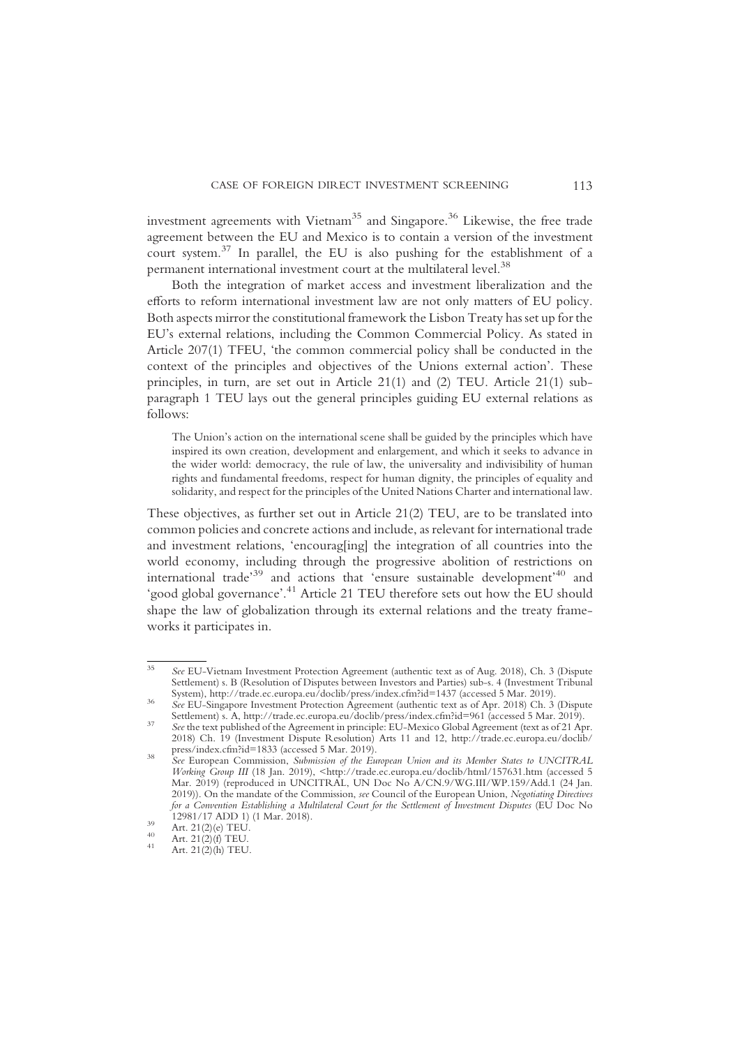investment agreements with Vietnam[35] and Singapore.[36] Likewise, the free trade agreement between the EU and Mexico is to contain a version of the investment court system.[37] In parallel, the EU is also pushing for the establishment of a permanent international investment court at the multilateral level.[38]

Both the integration of market access and investment liberalization and the efforts to reform international investment law are not only matters of EU policy. Both aspects mirror the constitutional framework the Lisbon Treaty has set up for the EU's external relations, including the Common Commercial Policy. As stated in Article 207(1) TFEU, 'the common commercial policy shall be conducted in the context of the principles and objectives of the Unions external action'. These principles, in turn, are set out in Article 21(1) and (2) TEU. Article 21(1) sub-paragraph 1 TEU lays out the general principles guiding EU external relations as follows:

> The Union's action on the international scene shall be guided by the principles which have inspired its own creation, development and enlargement, and which it seeks to advance in the wider world: democracy, the rule of law, the universality and indivisibility of human rights and fundamental freedoms, respect for human dignity, the principles of equality and solidarity, and respect for the principles of the United Nations Charter and international law.

These objectives, as further set out in Article 21(2) TEU, are to be translated into common policies and concrete actions and include, as relevant for international trade and investment relations, 'encourag[ing] the integration of all countries into the world economy, including through the progressive abolition of restrictions on international trade'[39] and actions that 'ensure sustainable development'[40] and 'good global governance'.[41] Article 21 TEU therefore sets out how the EU should shape the law of globalization through its external relations and the treaty frameworks it participates in.

---

[35] *See* EU-Vietnam Investment Protection Agreement (authentic text as of Aug. 2018), Ch. 3 (Dispute Settlement) s. B (Resolution of Disputes between Investors and Parties) sub-s. 4 (Investment Tribunal System), http://trade.ec.europa.eu/doclib/press/index.cfm?id=1437 (accessed 5 Mar. 2019).

[36] *See* EU-Singapore Investment Protection Agreement (authentic text as of Apr. 2018) Ch. 3 (Dispute Settlement) s. A, http://trade.ec.europa.eu/doclib/press/index.cfm?id=961 (accessed 5 Mar. 2019).

[37] *See* the text published of the Agreement in principle: EU-Mexico Global Agreement (text as of 21 Apr. 2018) Ch. 19 (Investment Dispute Resolution) Arts 11 and 12, http://trade.ec.europa.eu/doclib/press/index.cfm?id=1833 (accessed 5 Mar. 2019).

[38] *See* European Commission, *Submission of the European Union and its Member States to UNCITRAL Working Group III* (18 Jan. 2019), <http://trade.ec.europa.eu/doclib/html/157631.htm (accessed 5 Mar. 2019) (reproduced in UNCITRAL, UN Doc No A/CN.9/WG.III/WP.159/Add.1 (24 Jan. 2019)). On the mandate of the Commission, *see* Council of the European Union, *Negotiating Directives for a Convention Establishing a Multilateral Court for the Settlement of Investment Disputes* (EU Doc No 12981/17 ADD 1) (1 Mar. 2018).

[39] Art. 21(2)(e) TEU.

[40] Art. 21(2)(f) TEU.

[41] Art. 21(2)(h) TEU.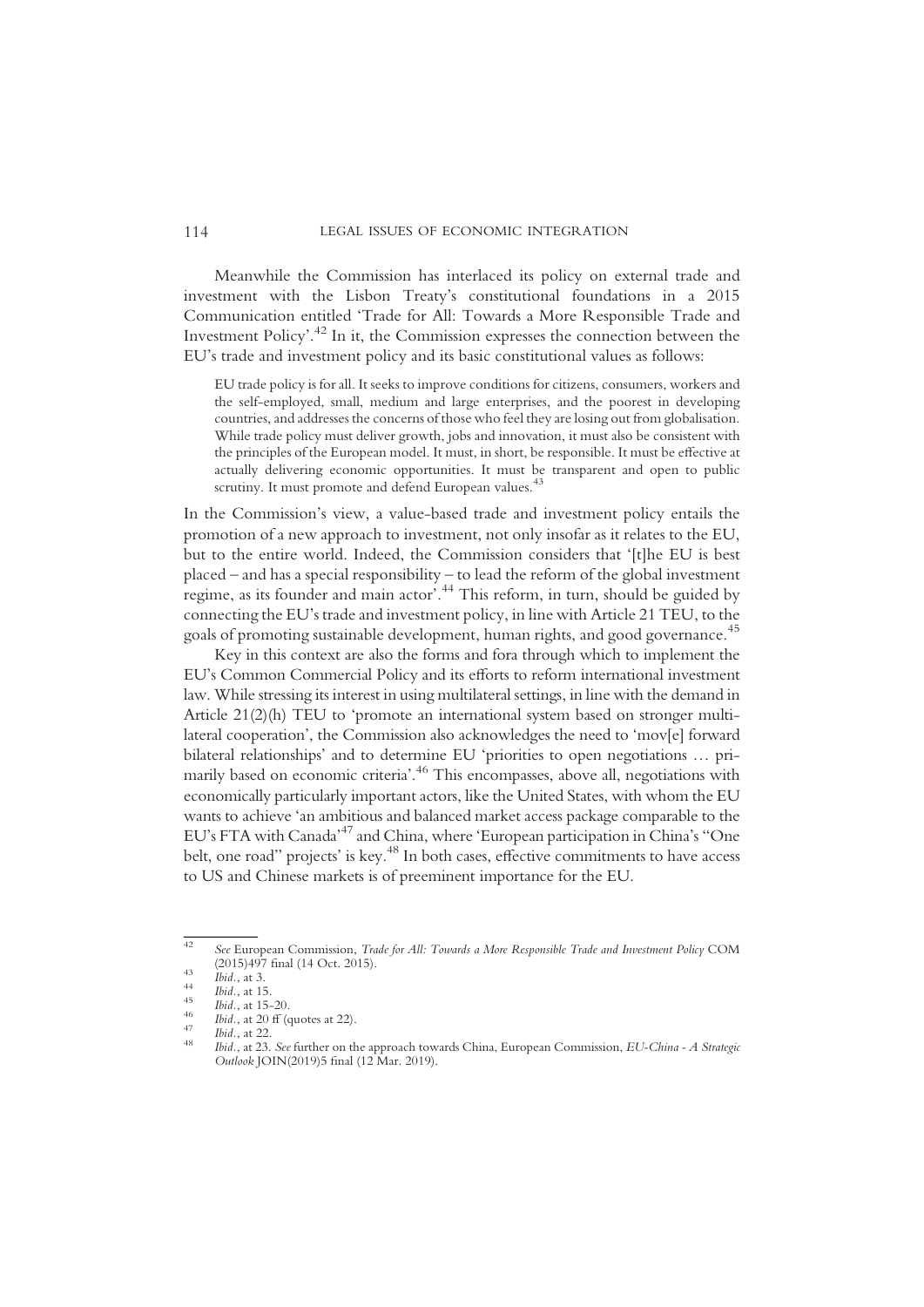Meanwhile the Commission has interlaced its policy on external trade and investment with the Lisbon Treaty's constitutional foundations in a 2015 Communication entitled 'Trade for All: Towards a More Responsible Trade and Investment Policy'.[42] In it, the Commission expresses the connection between the EU's trade and investment policy and its basic constitutional values as follows:

> EU trade policy is for all. It seeks to improve conditions for citizens, consumers, workers and the self-employed, small, medium and large enterprises, and the poorest in developing countries, and addresses the concerns of those who feel they are losing out from globalisation. While trade policy must deliver growth, jobs and innovation, it must also be consistent with the principles of the European model. It must, in short, be responsible. It must be effective at actually delivering economic opportunities. It must be transparent and open to public scrutiny. It must promote and defend European values.[43]

In the Commission's view, a value-based trade and investment policy entails the promotion of a new approach to investment, not only insofar as it relates to the EU, but to the entire world. Indeed, the Commission considers that '[t]he EU is best placed – and has a special responsibility – to lead the reform of the global investment regime, as its founder and main actor'.[44] This reform, in turn, should be guided by connecting the EU's trade and investment policy, in line with Article 21 TEU, to the goals of promoting sustainable development, human rights, and good governance.[45]

Key in this context are also the forms and fora through which to implement the EU's Common Commercial Policy and its efforts to reform international investment law. While stressing its interest in using multilateral settings, in line with the demand in Article 21(2)(h) TEU to 'promote an international system based on stronger multilateral cooperation', the Commission also acknowledges the need to 'mov[e] forward bilateral relationships' and to determine EU 'priorities to open negotiations … primarily based on economic criteria'.[46] This encompasses, above all, negotiations with economically particularly important actors, like the United States, with whom the EU wants to achieve 'an ambitious and balanced market access package comparable to the EU's FTA with Canada'[47] and China, where 'European participation in China's "One belt, one road" projects' is key.[48] In both cases, effective commitments to have access to US and Chinese markets is of preeminent importance for the EU.

---

[42] *See* European Commission, *Trade for All: Towards a More Responsible Trade and Investment Policy* COM (2015)497 final (14 Oct. 2015).

[43] *Ibid.*, at 3.

[44] *Ibid.*, at 15.

[45] *Ibid.*, at 15–20.

[46] *Ibid.*, at 20 ff (quotes at 22).

[47] *Ibid.*, at 22.

[48] *Ibid.*, at 23. *See* further on the approach towards China, European Commission, *EU-China - A Strategic Outlook* JOIN(2019)5 final (12 Mar. 2019).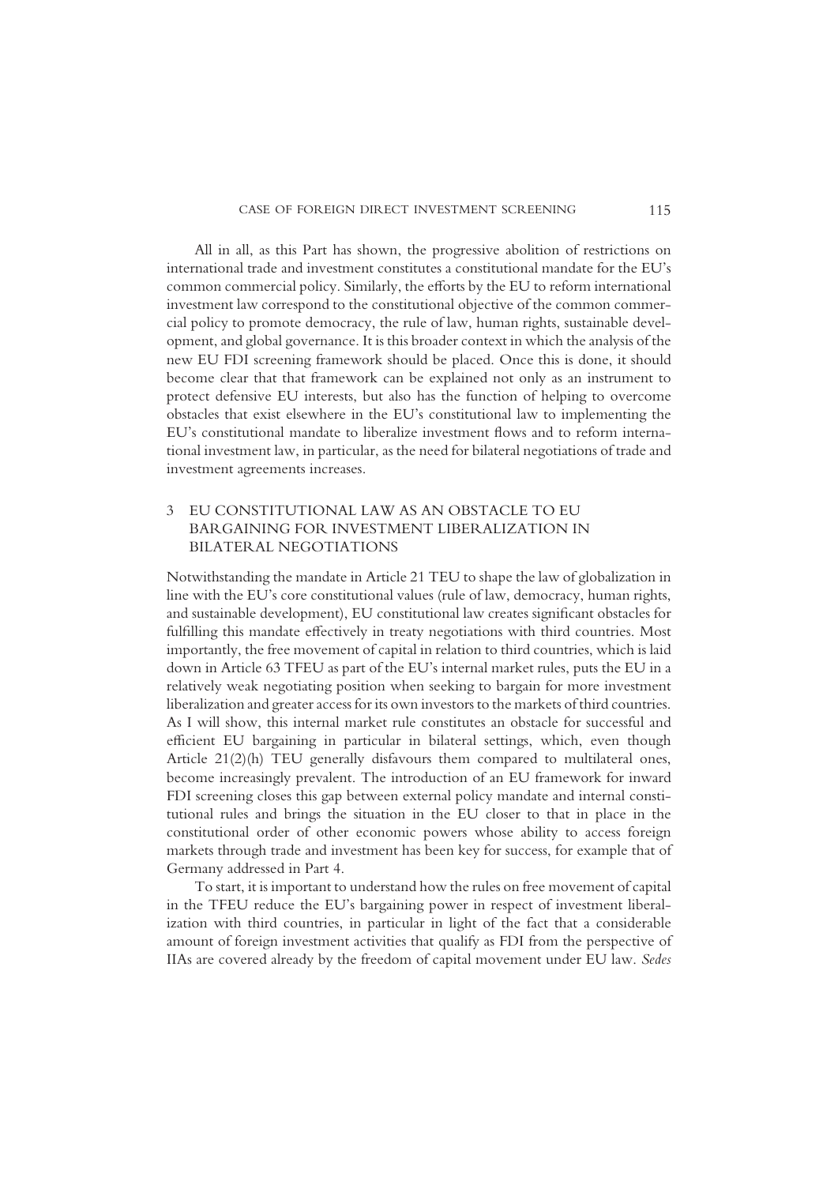All in all, as this Part has shown, the progressive abolition of restrictions on international trade and investment constitutes a constitutional mandate for the EU's common commercial policy. Similarly, the efforts by the EU to reform international investment law correspond to the constitutional objective of the common commercial policy to promote democracy, the rule of law, human rights, sustainable development, and global governance. It is this broader context in which the analysis of the new EU FDI screening framework should be placed. Once this is done, it should become clear that that framework can be explained not only as an instrument to protect defensive EU interests, but also has the function of helping to overcome obstacles that exist elsewhere in the EU's constitutional law to implementing the EU's constitutional mandate to liberalize investment flows and to reform international investment law, in particular, as the need for bilateral negotiations of trade and investment agreements increases.

## 3 EU CONSTITUTIONAL LAW AS AN OBSTACLE TO EU BARGAINING FOR INVESTMENT LIBERALIZATION IN BILATERAL NEGOTIATIONS

Notwithstanding the mandate in Article 21 TEU to shape the law of globalization in line with the EU's core constitutional values (rule of law, democracy, human rights, and sustainable development), EU constitutional law creates significant obstacles for fulfilling this mandate effectively in treaty negotiations with third countries. Most importantly, the free movement of capital in relation to third countries, which is laid down in Article 63 TFEU as part of the EU's internal market rules, puts the EU in a relatively weak negotiating position when seeking to bargain for more investment liberalization and greater access for its own investors to the markets of third countries. As I will show, this internal market rule constitutes an obstacle for successful and efficient EU bargaining in particular in bilateral settings, which, even though Article 21(2)(h) TEU generally disfavours them compared to multilateral ones, become increasingly prevalent. The introduction of an EU framework for inward FDI screening closes this gap between external policy mandate and internal constitutional rules and brings the situation in the EU closer to that in place in the constitutional order of other economic powers whose ability to access foreign markets through trade and investment has been key for success, for example that of Germany addressed in Part 4.

To start, it is important to understand how the rules on free movement of capital in the TFEU reduce the EU's bargaining power in respect of investment liberalization with third countries, in particular in light of the fact that a considerable amount of foreign investment activities that qualify as FDI from the perspective of IIAs are covered already by the freedom of capital movement under EU law. *Sedes*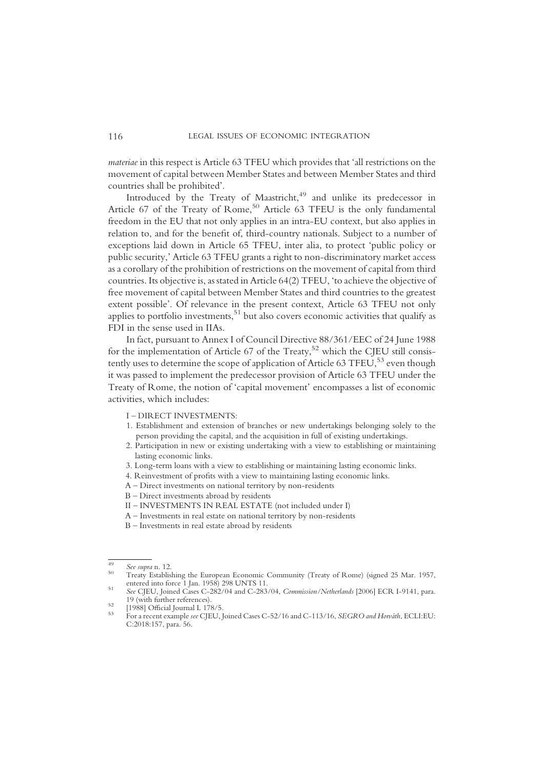*materiae* in this respect is Article 63 TFEU which provides that 'all restrictions on the movement of capital between Member States and between Member States and third countries shall be prohibited'.

Introduced by the Treaty of Maastricht,[49] and unlike its predecessor in Article 67 of the Treaty of Rome,[50] Article 63 TFEU is the only fundamental freedom in the EU that not only applies in an intra-EU context, but also applies in relation to, and for the benefit of, third-country nationals. Subject to a number of exceptions laid down in Article 65 TFEU, inter alia, to protect 'public policy or public security,' Article 63 TFEU grants a right to non-discriminatory market access as a corollary of the prohibition of restrictions on the movement of capital from third countries. Its objective is, as stated in Article 64(2) TFEU, 'to achieve the objective of free movement of capital between Member States and third countries to the greatest extent possible'. Of relevance in the present context, Article 63 TFEU not only applies to portfolio investments,[51] but also covers economic activities that qualify as FDI in the sense used in IIAs.

In fact, pursuant to Annex I of Council Directive 88/361/EEC of 24 June 1988 for the implementation of Article 67 of the Treaty,[52] which the CJEU still consistently uses to determine the scope of application of Article 63 TFEU,[53] even though it was passed to implement the predecessor provision of Article 63 TFEU under the Treaty of Rome, the notion of 'capital movement' encompasses a list of economic activities, which includes:

> I – DIRECT INVESTMENTS:
> 1. Establishment and extension of branches or new undertakings belonging solely to the person providing the capital, and the acquisition in full of existing undertakings.
> 2. Participation in new or existing undertaking with a view to establishing or maintaining lasting economic links.
> 3. Long-term loans with a view to establishing or maintaining lasting economic links.
> 4. Reinvestment of profits with a view to maintaining lasting economic links.
>
> A – Direct investments on national territory by non-residents
> B – Direct investments abroad by residents
>
> II – INVESTMENTS IN REAL ESTATE (not included under I)
> A – Investments in real estate on national territory by non-residents
> B – Investments in real estate abroad by residents

---

[49] *See supra* n. 12.

[50] Treaty Establishing the European Economic Community (Treaty of Rome) (signed 25 Mar. 1957, entered into force 1 Jan. 1958) 298 UNTS 11.

[51] *See* CJEU, Joined Cases C-282/04 and C-283/04, *Commission/Netherlands* [2006] ECR I-9141, para. 19 (with further references).

[52] [1988] Official Journal L 178/5.

[53] For a recent example *see* CJEU, Joined Cases C-52/16 and C-113/16, *SEGRO and Horváth*, ECLI:EU:C:2018:157, para. 56.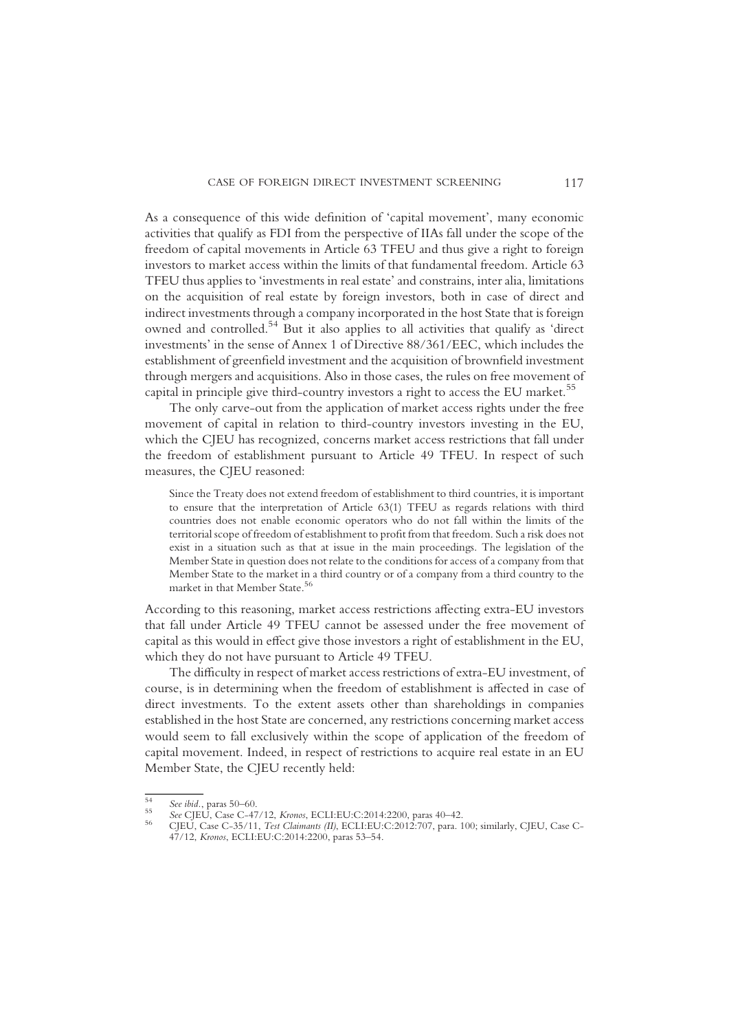As a consequence of this wide definition of 'capital movement', many economic activities that qualify as FDI from the perspective of IIAs fall under the scope of the freedom of capital movements in Article 63 TFEU and thus give a right to foreign investors to market access within the limits of that fundamental freedom. Article 63 TFEU thus applies to 'investments in real estate' and constrains, inter alia, limitations on the acquisition of real estate by foreign investors, both in case of direct and indirect investments through a company incorporated in the host State that is foreign owned and controlled.[54] But it also applies to all activities that qualify as 'direct investments' in the sense of Annex 1 of Directive 88/361/EEC, which includes the establishment of greenfield investment and the acquisition of brownfield investment through mergers and acquisitions. Also in those cases, the rules on free movement of capital in principle give third-country investors a right to access the EU market.[55]

The only carve-out from the application of market access rights under the free movement of capital in relation to third-country investors investing in the EU, which the CJEU has recognized, concerns market access restrictions that fall under the freedom of establishment pursuant to Article 49 TFEU. In respect of such measures, the CJEU reasoned:

> Since the Treaty does not extend freedom of establishment to third countries, it is important to ensure that the interpretation of Article 63(1) TFEU as regards relations with third countries does not enable economic operators who do not fall within the limits of the territorial scope of freedom of establishment to profit from that freedom. Such a risk does not exist in a situation such as that at issue in the main proceedings. The legislation of the Member State in question does not relate to the conditions for access of a company from that Member State to the market in a third country or of a company from a third country to the market in that Member State.[56]

According to this reasoning, market access restrictions affecting extra-EU investors that fall under Article 49 TFEU cannot be assessed under the free movement of capital as this would in effect give those investors a right of establishment in the EU, which they do not have pursuant to Article 49 TFEU.

The difficulty in respect of market access restrictions of extra-EU investment, of course, is in determining when the freedom of establishment is affected in case of direct investments. To the extent assets other than shareholdings in companies established in the host State are concerned, any restrictions concerning market access would seem to fall exclusively within the scope of application of the freedom of capital movement. Indeed, in respect of restrictions to acquire real estate in an EU Member State, the CJEU recently held:

---

[54] *See ibid.*, paras 50–60.

[55] *See* CJEU, Case C-47/12, *Kronos*, ECLI:EU:C:2014:2200, paras 40–42.

[56] CJEU, Case C-35/11, *Test Claimants (II)*, ECLI:EU:C:2012:707, para. 100; similarly, CJEU, Case C-47/12, *Kronos*, ECLI:EU:C:2014:2200, paras 53–54.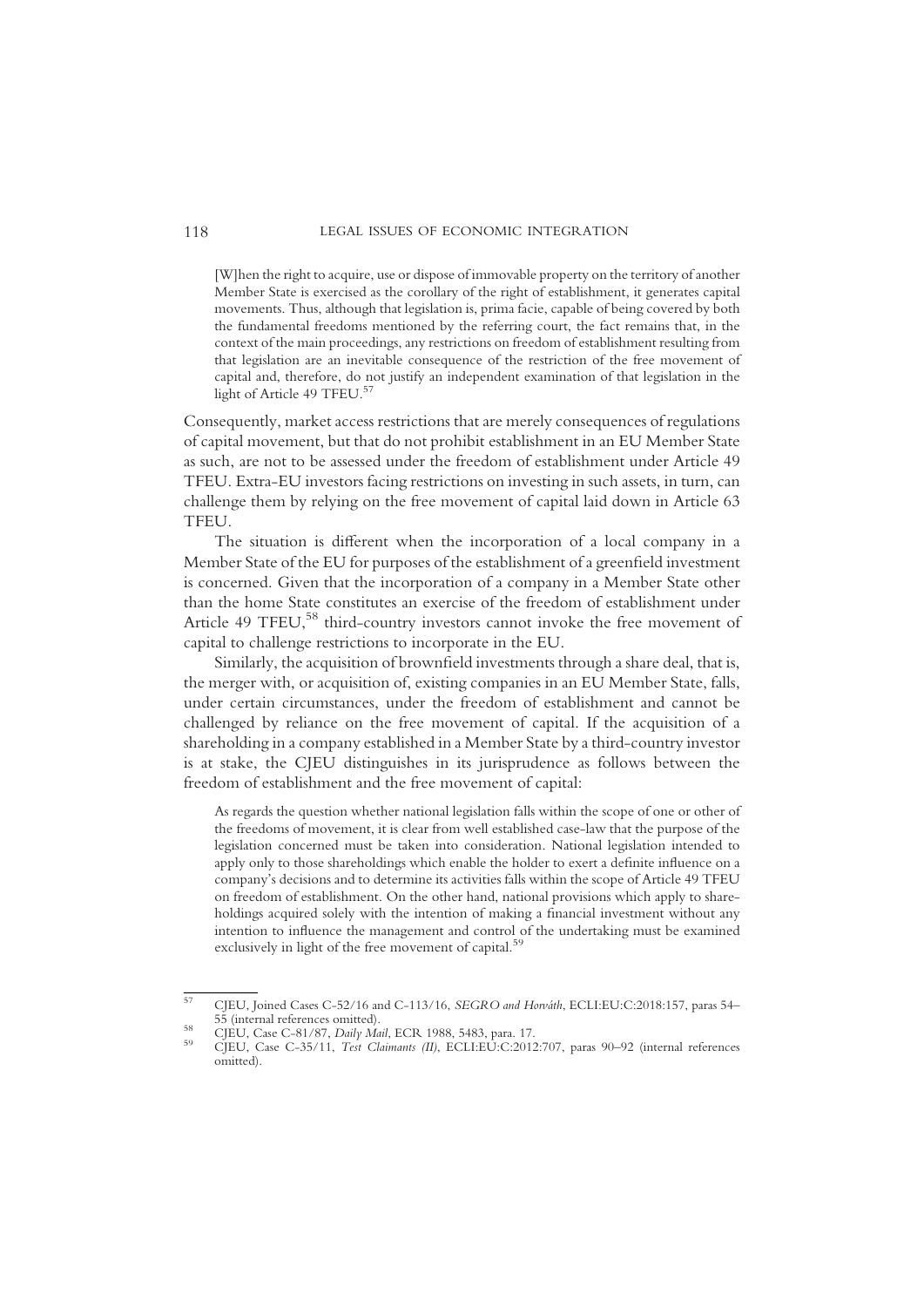> [W]hen the right to acquire, use or dispose of immovable property on the territory of another Member State is exercised as the corollary of the right of establishment, it generates capital movements. Thus, although that legislation is, prima facie, capable of being covered by both the fundamental freedoms mentioned by the referring court, the fact remains that, in the context of the main proceedings, any restrictions on freedom of establishment resulting from that legislation are an inevitable consequence of the restriction of the free movement of capital and, therefore, do not justify an independent examination of that legislation in the light of Article 49 TFEU.[57]

Consequently, market access restrictions that are merely consequences of regulations of capital movement, but that do not prohibit establishment in an EU Member State as such, are not to be assessed under the freedom of establishment under Article 49 TFEU. Extra-EU investors facing restrictions on investing in such assets, in turn, can challenge them by relying on the free movement of capital laid down in Article 63 TFEU.

The situation is different when the incorporation of a local company in a Member State of the EU for purposes of the establishment of a greenfield investment is concerned. Given that the incorporation of a company in a Member State other than the home State constitutes an exercise of the freedom of establishment under Article 49 TFEU,[58] third-country investors cannot invoke the free movement of capital to challenge restrictions to incorporate in the EU.

Similarly, the acquisition of brownfield investments through a share deal, that is, the merger with, or acquisition of, existing companies in an EU Member State, falls, under certain circumstances, under the freedom of establishment and cannot be challenged by reliance on the free movement of capital. If the acquisition of a shareholding in a company established in a Member State by a third-country investor is at stake, the CJEU distinguishes in its jurisprudence as follows between the freedom of establishment and the free movement of capital:

> As regards the question whether national legislation falls within the scope of one or other of the freedoms of movement, it is clear from well established case-law that the purpose of the legislation concerned must be taken into consideration. National legislation intended to apply only to those shareholdings which enable the holder to exert a definite influence on a company's decisions and to determine its activities falls within the scope of Article 49 TFEU on freedom of establishment. On the other hand, national provisions which apply to shareholdings acquired solely with the intention of making a financial investment without any intention to influence the management and control of the undertaking must be examined exclusively in light of the free movement of capital.[59]

---

[57] CJEU, Joined Cases C-52/16 and C-113/16, *SEGRO and Horváth*, ECLI:EU:C:2018:157, paras 54–55 (internal references omitted).

[58] CJEU, Case C-81/87, *Daily Mail*, ECR 1988, 5483, para. 17.

[59] CJEU, Case C-35/11, *Test Claimants (II)*, ECLI:EU:C:2012:707, paras 90–92 (internal references omitted).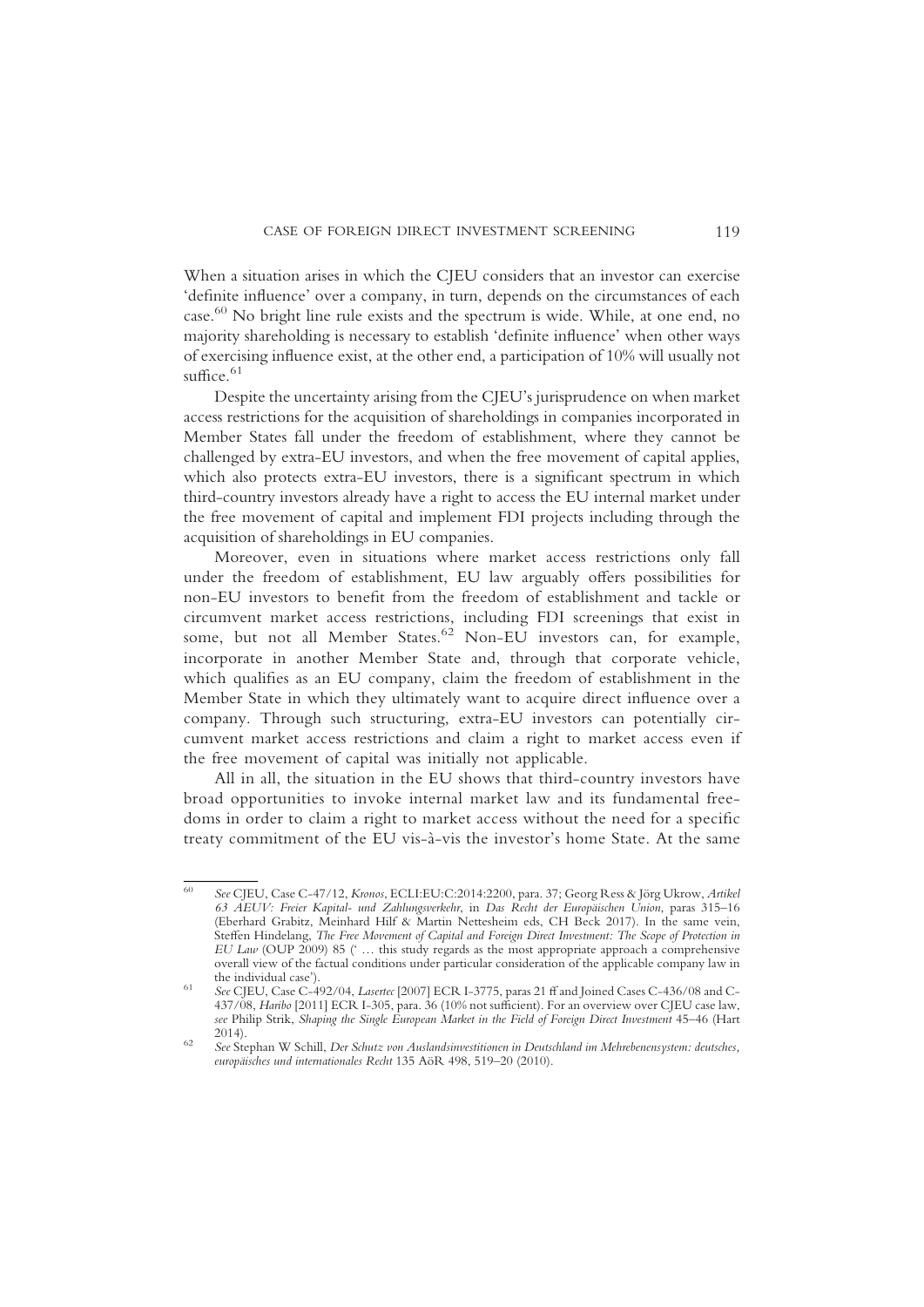When a situation arises in which the CJEU considers that an investor can exercise 'definite influence' over a company, in turn, depends on the circumstances of each case.[60] No bright line rule exists and the spectrum is wide. While, at one end, no majority shareholding is necessary to establish 'definite influence' when other ways of exercising influence exist, at the other end, a participation of 10% will usually not suffice.[61]

Despite the uncertainty arising from the CJEU's jurisprudence on when market access restrictions for the acquisition of shareholdings in companies incorporated in Member States fall under the freedom of establishment, where they cannot be challenged by extra-EU investors, and when the free movement of capital applies, which also protects extra-EU investors, there is a significant spectrum in which third-country investors already have a right to access the EU internal market under the free movement of capital and implement FDI projects including through the acquisition of shareholdings in EU companies.

Moreover, even in situations where market access restrictions only fall under the freedom of establishment, EU law arguably offers possibilities for non-EU investors to benefit from the freedom of establishment and tackle or circumvent market access restrictions, including FDI screenings that exist in some, but not all Member States.[62] Non-EU investors can, for example, incorporate in another Member State and, through that corporate vehicle, which qualifies as an EU company, claim the freedom of establishment in the Member State in which they ultimately want to acquire direct influence over a company. Through such structuring, extra-EU investors can potentially circumvent market access restrictions and claim a right to market access even if the free movement of capital was initially not applicable.

All in all, the situation in the EU shows that third-country investors have broad opportunities to invoke internal market law and its fundamental freedoms in order to claim a right to market access without the need for a specific treaty commitment of the EU vis-à-vis the investor's home State. At the same

---

[60] *See* CJEU, Case C-47/12, *Kronos*, ECLI:EU:C:2014:2200, para. 37; Georg Ress & Jörg Ukrow, *Artikel 63 AEUV: Freier Kapital- und Zahlungsverkehr*, in *Das Recht der Europäischen Union*, paras 315–16 (Eberhard Grabitz, Meinhard Hilf & Martin Nettesheim eds, CH Beck 2017). In the same vein, Steffen Hindelang, *The Free Movement of Capital and Foreign Direct Investment: The Scope of Protection in EU Law* (OUP 2009) 85 (' … this study regards as the most appropriate approach a comprehensive overall view of the factual conditions under particular consideration of the applicable company law in the individual case').

[61] *See* CJEU, Case C-492/04, *Lasertec* [2007] ECR I-3775, paras 21 ff and Joined Cases C-436/08 and C-437/08, *Haribo* [2011] ECR I-305, para. 36 (10% not sufficient). For an overview over CJEU case law, *see* Philip Strik, *Shaping the Single European Market in the Field of Foreign Direct Investment* 45–46 (Hart 2014).

[62] *See* Stephan W Schill, *Der Schutz von Auslandsinvestitionen in Deutschland im Mehrebenensystem: deutsches, europäisches und internationales Recht* 135 AöR 498, 519–20 (2010).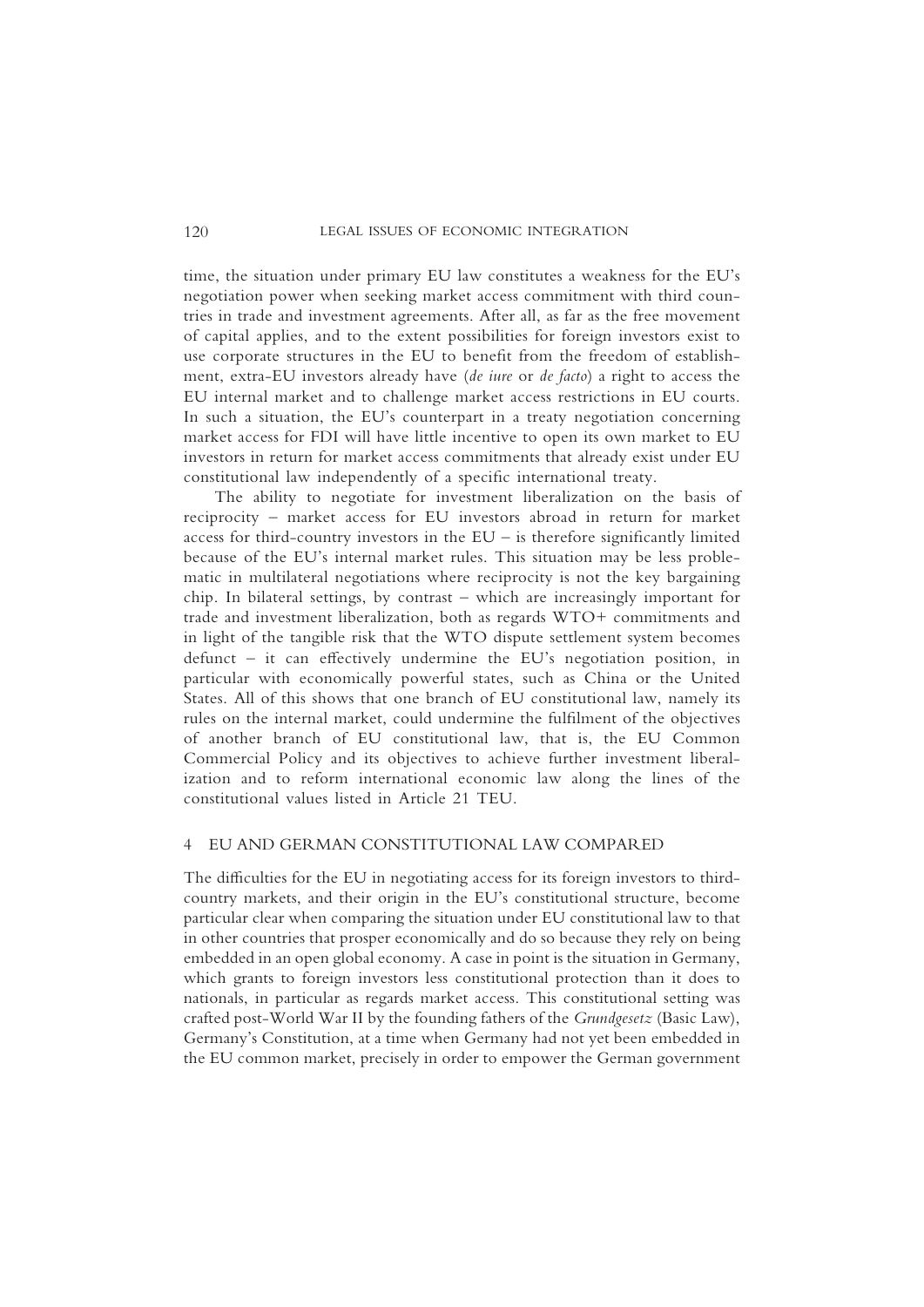time, the situation under primary EU law constitutes a weakness for the EU's negotiation power when seeking market access commitment with third countries in trade and investment agreements. After all, as far as the free movement of capital applies, and to the extent possibilities for foreign investors exist to use corporate structures in the EU to benefit from the freedom of establishment, extra-EU investors already have (*de iure* or *de facto*) a right to access the EU internal market and to challenge market access restrictions in EU courts. In such a situation, the EU's counterpart in a treaty negotiation concerning market access for FDI will have little incentive to open its own market to EU investors in return for market access commitments that already exist under EU constitutional law independently of a specific international treaty.

The ability to negotiate for investment liberalization on the basis of reciprocity – market access for EU investors abroad in return for market access for third-country investors in the EU – is therefore significantly limited because of the EU's internal market rules. This situation may be less problematic in multilateral negotiations where reciprocity is not the key bargaining chip. In bilateral settings, by contrast – which are increasingly important for trade and investment liberalization, both as regards WTO+ commitments and in light of the tangible risk that the WTO dispute settlement system becomes defunct – it can effectively undermine the EU's negotiation position, in particular with economically powerful states, such as China or the United States. All of this shows that one branch of EU constitutional law, namely its rules on the internal market, could undermine the fulfilment of the objectives of another branch of EU constitutional law, that is, the EU Common Commercial Policy and its objectives to achieve further investment liberalization and to reform international economic law along the lines of the constitutional values listed in Article 21 TEU.

## 4 EU AND GERMAN CONSTITUTIONAL LAW COMPARED

The difficulties for the EU in negotiating access for its foreign investors to third-country markets, and their origin in the EU's constitutional structure, become particular clear when comparing the situation under EU constitutional law to that in other countries that prosper economically and do so because they rely on being embedded in an open global economy. A case in point is the situation in Germany, which grants to foreign investors less constitutional protection than it does to nationals, in particular as regards market access. This constitutional setting was crafted post-World War II by the founding fathers of the *Grundgesetz* (Basic Law), Germany's Constitution, at a time when Germany had not yet been embedded in the EU common market, precisely in order to empower the German government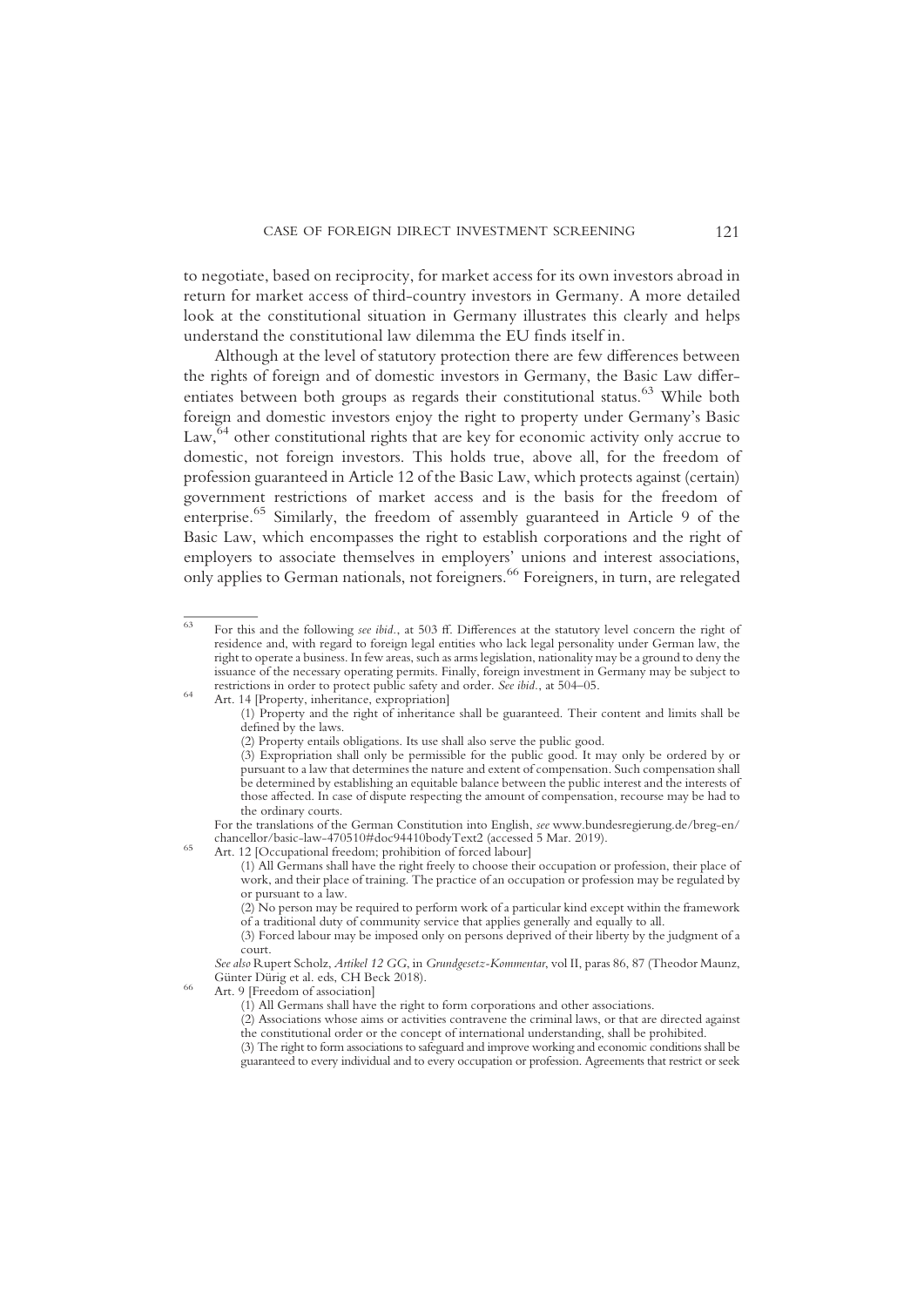to negotiate, based on reciprocity, for market access for its own investors abroad in return for market access of third-country investors in Germany. A more detailed look at the constitutional situation in Germany illustrates this clearly and helps understand the constitutional law dilemma the EU finds itself in.

Although at the level of statutory protection there are few differences between the rights of foreign and of domestic investors in Germany, the Basic Law differentiates between both groups as regards their constitutional status.[63] While both foreign and domestic investors enjoy the right to property under Germany's Basic Law,[64] other constitutional rights that are key for economic activity only accrue to domestic, not foreign investors. This holds true, above all, for the freedom of profession guaranteed in Article 12 of the Basic Law, which protects against (certain) government restrictions of market access and is the basis for the freedom of enterprise.[65] Similarly, the freedom of assembly guaranteed in Article 9 of the Basic Law, which encompasses the right to establish corporations and the right of employers to associate themselves in employers' unions and interest associations, only applies to German nationals, not foreigners.[66] Foreigners, in turn, are relegated

---

[63] For this and the following *see ibid.*, at 503 ff. Differences at the statutory level concern the right of residence and, with regard to foreign legal entities who lack legal personality under German law, the right to operate a business. In few areas, such as arms legislation, nationality may be a ground to deny the issuance of the necessary operating permits. Finally, foreign investment in Germany may be subject to restrictions in order to protect public safety and order. *See ibid.*, at 504–05.

[64] Art. 14 [Property, inheritance, expropriation]

(1) Property and the right of inheritance shall be guaranteed. Their content and limits shall be defined by the laws.

(2) Property entails obligations. Its use shall also serve the public good.

(3) Expropriation shall only be permissible for the public good. It may only be ordered by or pursuant to a law that determines the nature and extent of compensation. Such compensation shall be determined by establishing an equitable balance between the public interest and the interests of those affected. In case of dispute respecting the amount of compensation, recourse may be had to the ordinary courts.

For the translations of the German Constitution into English, *see* www.bundesregierung.de/breg-en/chancellor/basic-law-470510#doc94410bodyText2 (accessed 5 Mar. 2019).

[65] Art. 12 [Occupational freedom; prohibition of forced labour]

(1) All Germans shall have the right freely to choose their occupation or profession, their place of work, and their place of training. The practice of an occupation or profession may be regulated by or pursuant to a law.

(2) No person may be required to perform work of a particular kind except within the framework of a traditional duty of community service that applies generally and equally to all.

(3) Forced labour may be imposed only on persons deprived of their liberty by the judgment of a court.

*See also* Rupert Scholz, *Artikel 12 GG*, in *Grundgesetz-Kommentar*, vol II, paras 86, 87 (Theodor Maunz, Günter Dürig et al. eds, CH Beck 2018).

[66] Art. 9 [Freedom of association]

(1) All Germans shall have the right to form corporations and other associations.

(2) Associations whose aims or activities contravene the criminal laws, or that are directed against the constitutional order or the concept of international understanding, shall be prohibited.

(3) The right to form associations to safeguard and improve working and economic conditions shall be guaranteed to every individual and to every occupation or profession. Agreements that restrict or seek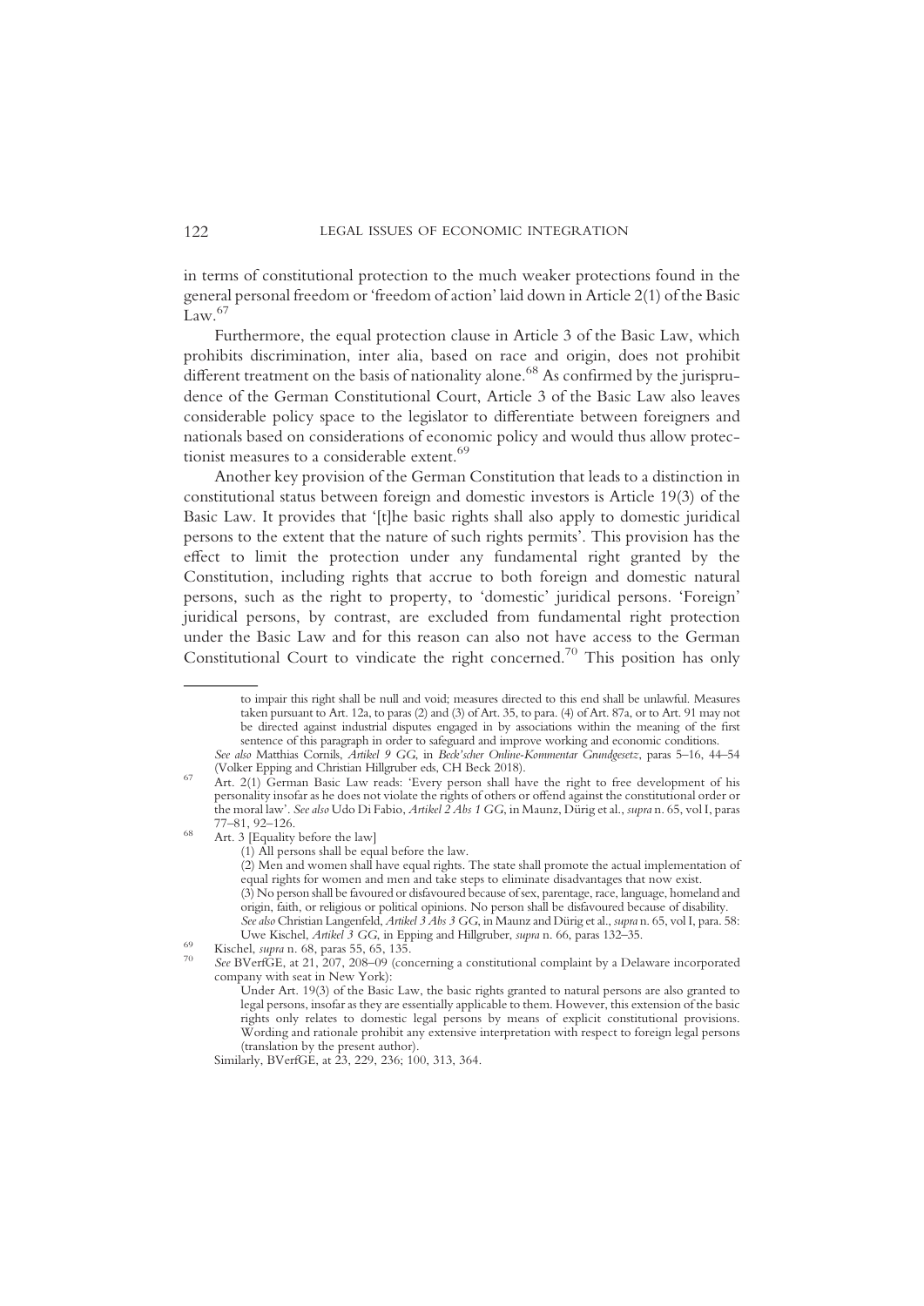in terms of constitutional protection to the much weaker protections found in the general personal freedom or 'freedom of action' laid down in Article 2(1) of the Basic Law.[67]

Furthermore, the equal protection clause in Article 3 of the Basic Law, which prohibits discrimination, inter alia, based on race and origin, does not prohibit different treatment on the basis of nationality alone.[68] As confirmed by the jurisprudence of the German Constitutional Court, Article 3 of the Basic Law also leaves considerable policy space to the legislator to differentiate between foreigners and nationals based on considerations of economic policy and would thus allow protectionist measures to a considerable extent.[69]

Another key provision of the German Constitution that leads to a distinction in constitutional status between foreign and domestic investors is Article 19(3) of the Basic Law. It provides that '[t]he basic rights shall also apply to domestic juridical persons to the extent that the nature of such rights permits'. This provision has the effect to limit the protection under any fundamental right granted by the Constitution, including rights that accrue to both foreign and domestic natural persons, such as the right to property, to 'domestic' juridical persons. 'Foreign' juridical persons, by contrast, are excluded from fundamental right protection under the Basic Law and for this reason can also not have access to the German Constitutional Court to vindicate the right concerned.[70] This position has only

---

to impair this right shall be null and void; measures directed to this end shall be unlawful. Measures taken pursuant to Art. 12a, to paras (2) and (3) of Art. 35, to para. (4) of Art. 87a, or to Art. 91 may not be directed against industrial disputes engaged in by associations within the meaning of the first sentence of this paragraph in order to safeguard and improve working and economic conditions.

*See also* Matthias Cornils, *Artikel 9 GG*, in *Beck'scher Online-Kommentar Grundgesetz*, paras 5–16, 44–54 (Volker Epping and Christian Hillgruber eds, CH Beck 2018).

[67] Art. 2(1) German Basic Law reads: 'Every person shall have the right to free development of his personality insofar as he does not violate the rights of others or offend against the constitutional order or the moral law'. *See also* Udo Di Fabio, *Artikel 2 Abs 1 GG*, in Maunz, Dürig et al., *supra* n. 65, vol I, paras 77–81, 92–126.

[68] Art. 3 [Equality before the law]

(1) All persons shall be equal before the law.

(2) Men and women shall have equal rights. The state shall promote the actual implementation of equal rights for women and men and take steps to eliminate disadvantages that now exist.

(3) No person shall be favoured or disfavoured because of sex, parentage, race, language, homeland and origin, faith, or religious or political opinions. No person shall be disfavoured because of disability.

*See also* Christian Langenfeld, *Artikel 3 Abs 3 GG*, in Maunz and Dürig et al., *supra* n. 65, vol I, para. 58: Uwe Kischel, *Artikel 3 GG*, in Epping and Hillgruber, *supra* n. 66, paras 132–35.

[69] Kischel, *supra* n. 68, paras 55, 65, 135.

[70] *See* BVerfGE, at 21, 207, 208–09 (concerning a constitutional complaint by a Delaware incorporated company with seat in New York):

Under Art. 19(3) of the Basic Law, the basic rights granted to natural persons are also granted to legal persons, insofar as they are essentially applicable to them. However, this extension of the basic rights only relates to domestic legal persons by means of explicit constitutional provisions. Wording and rationale prohibit any extensive interpretation with respect to foreign legal persons (translation by the present author).

Similarly, BVerfGE, at 23, 229, 236; 100, 313, 364.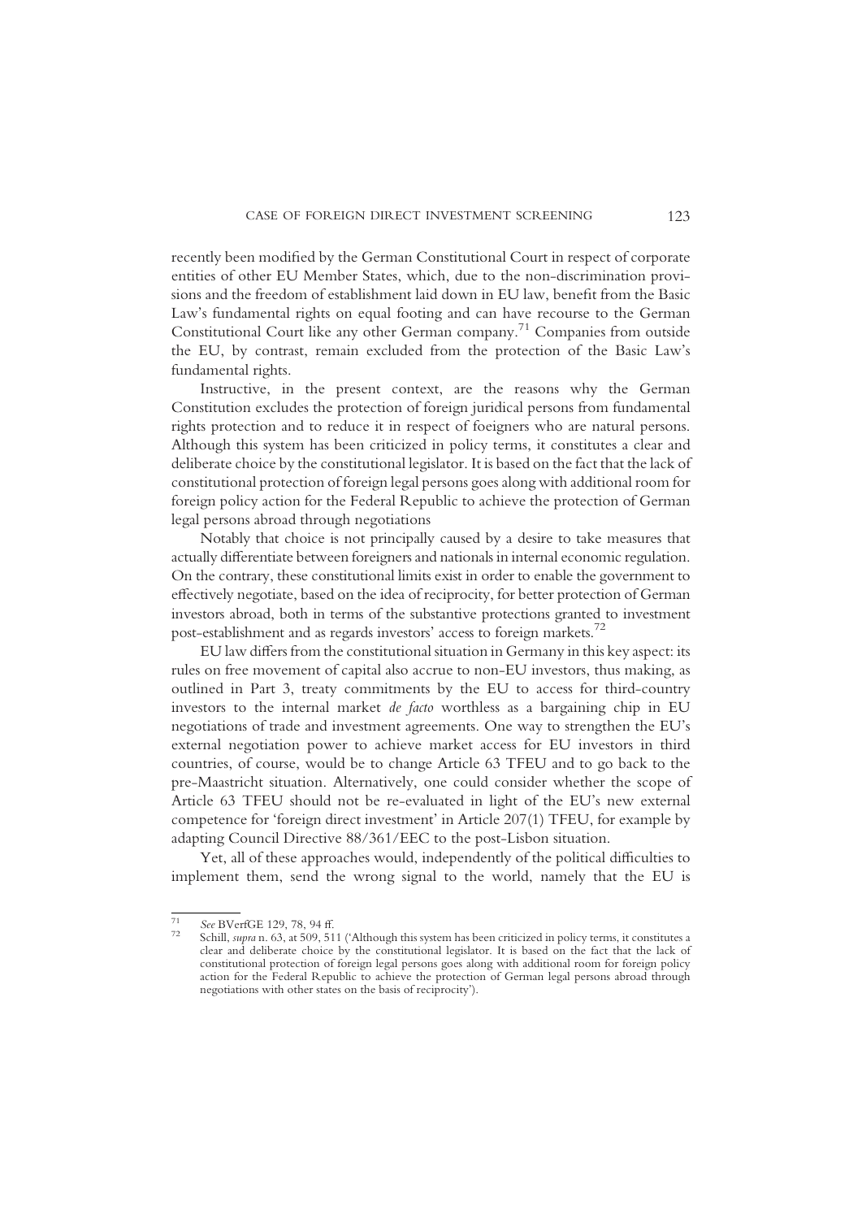recently been modified by the German Constitutional Court in respect of corporate entities of other EU Member States, which, due to the non-discrimination provisions and the freedom of establishment laid down in EU law, benefit from the Basic Law's fundamental rights on equal footing and can have recourse to the German Constitutional Court like any other German company.[71] Companies from outside the EU, by contrast, remain excluded from the protection of the Basic Law's fundamental rights.

Instructive, in the present context, are the reasons why the German Constitution excludes the protection of foreign juridical persons from fundamental rights protection and to reduce it in respect of foeigners who are natural persons. Although this system has been criticized in policy terms, it constitutes a clear and deliberate choice by the constitutional legislator. It is based on the fact that the lack of constitutional protection of foreign legal persons goes along with additional room for foreign policy action for the Federal Republic to achieve the protection of German legal persons abroad through negotiations

Notably that choice is not principally caused by a desire to take measures that actually differentiate between foreigners and nationals in internal economic regulation. On the contrary, these constitutional limits exist in order to enable the government to effectively negotiate, based on the idea of reciprocity, for better protection of German investors abroad, both in terms of the substantive protections granted to investment post-establishment and as regards investors' access to foreign markets.[72]

EU law differs from the constitutional situation in Germany in this key aspect: its rules on free movement of capital also accrue to non-EU investors, thus making, as outlined in Part 3, treaty commitments by the EU to access for third-country investors to the internal market *de facto* worthless as a bargaining chip in EU negotiations of trade and investment agreements. One way to strengthen the EU's external negotiation power to achieve market access for EU investors in third countries, of course, would be to change Article 63 TFEU and to go back to the pre-Maastricht situation. Alternatively, one could consider whether the scope of Article 63 TFEU should not be re-evaluated in light of the EU's new external competence for 'foreign direct investment' in Article 207(1) TFEU, for example by adapting Council Directive 88/361/EEC to the post-Lisbon situation.

Yet, all of these approaches would, independently of the political difficulties to implement them, send the wrong signal to the world, namely that the EU is

---

[71] *See* BVerfGE 129, 78, 94 ff.

[72] Schill, *supra* n. 63, at 509, 511 ('Although this system has been criticized in policy terms, it constitutes a clear and deliberate choice by the constitutional legislator. It is based on the fact that the lack of constitutional protection of foreign legal persons goes along with additional room for foreign policy action for the Federal Republic to achieve the protection of German legal persons abroad through negotiations with other states on the basis of reciprocity').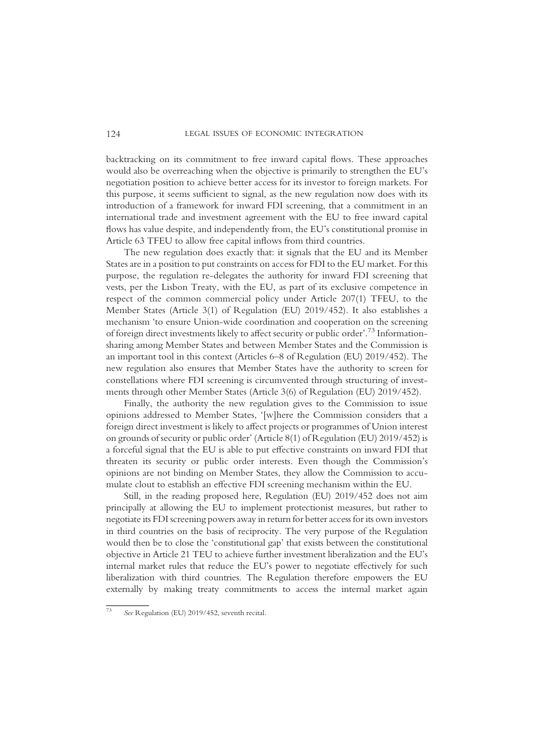backtracking on its commitment to free inward capital flows. These approaches would also be overreaching when the objective is primarily to strengthen the EU's negotiation position to achieve better access for its investor to foreign markets. For this purpose, it seems sufficient to signal, as the new regulation now does with its introduction of a framework for inward FDI screening, that a commitment in an international trade and investment agreement with the EU to free inward capital flows has value despite, and independently from, the EU's constitutional promise in Article 63 TFEU to allow free capital inflows from third countries.

The new regulation does exactly that: it signals that the EU and its Member States are in a position to put constraints on access for FDI to the EU market. For this purpose, the regulation re-delegates the authority for inward FDI screening that vests, per the Lisbon Treaty, with the EU, as part of its exclusive competence in respect of the common commercial policy under Article 207(1) TFEU, to the Member States (Article 3(1) of Regulation (EU) 2019/452). It also establishes a mechanism 'to ensure Union-wide coordination and cooperation on the screening of foreign direct investments likely to affect security or public order'.[73] Information-sharing among Member States and between Member States and the Commission is an important tool in this context (Articles 6–8 of Regulation (EU) 2019/452). The new regulation also ensures that Member States have the authority to screen for constellations where FDI screening is circumvented through structuring of investments through other Member States (Article 3(6) of Regulation (EU) 2019/452).

Finally, the authority the new regulation gives to the Commission to issue opinions addressed to Member States, '[w]here the Commission considers that a foreign direct investment is likely to affect projects or programmes of Union interest on grounds of security or public order' (Article 8(1) of Regulation (EU) 2019/452) is a forceful signal that the EU is able to put effective constraints on inward FDI that threaten its security or public order interests. Even though the Commission's opinions are not binding on Member States, they allow the Commission to accumulate clout to establish an effective FDI screening mechanism within the EU.

Still, in the reading proposed here, Regulation (EU) 2019/452 does not aim principally at allowing the EU to implement protectionist measures, but rather to negotiate its FDI screening powers away in return for better access for its own investors in third countries on the basis of reciprocity. The very purpose of the Regulation would then be to close the 'constitutional gap' that exists between the constitutional objective in Article 21 TEU to achieve further investment liberalization and the EU's internal market rules that reduce the EU's power to negotiate effectively for such liberalization with third countries. The Regulation therefore empowers the EU externally by making treaty commitments to access the internal market again

[73] *See* Regulation (EU) 2019/452, seventh recital.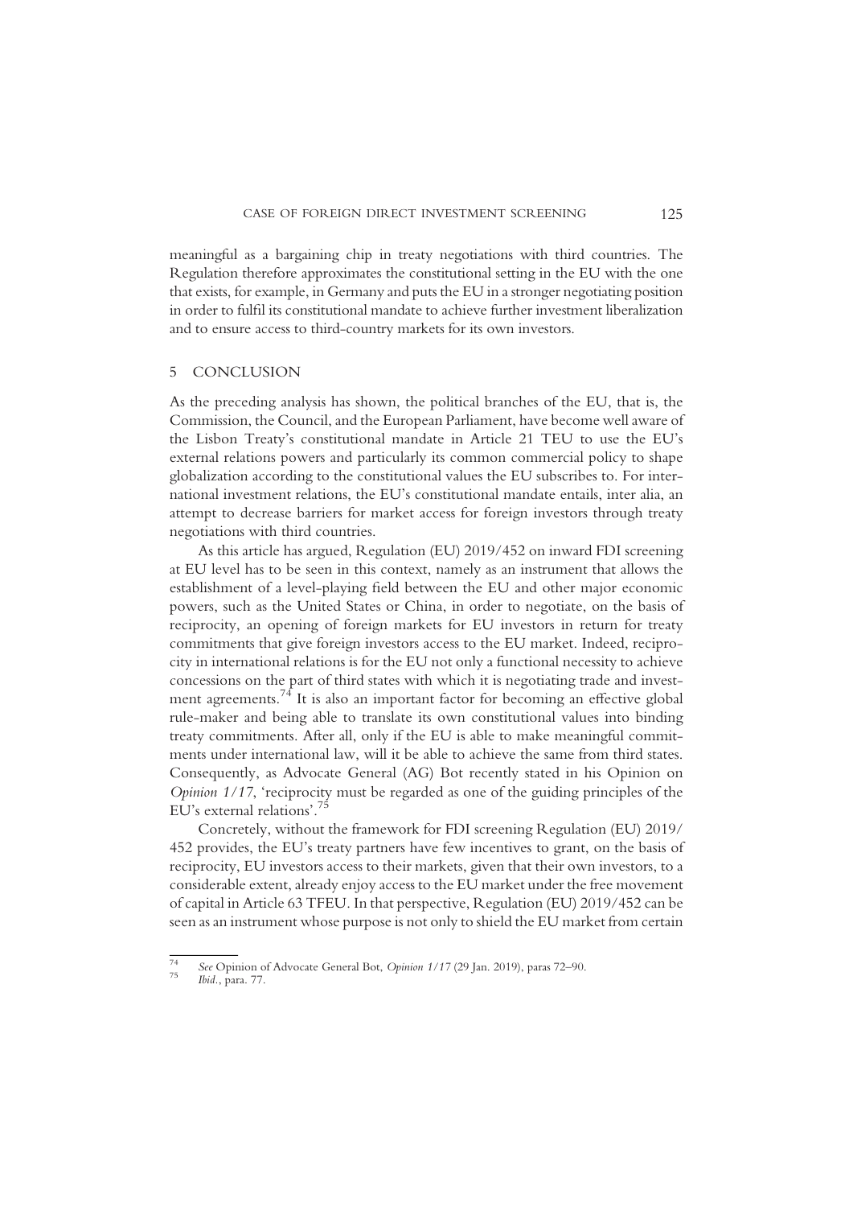meaningful as a bargaining chip in treaty negotiations with third countries. The Regulation therefore approximates the constitutional setting in the EU with the one that exists, for example, in Germany and puts the EU in a stronger negotiating position in order to fulfil its constitutional mandate to achieve further investment liberalization and to ensure access to third-country markets for its own investors.

## 5 CONCLUSION

As the preceding analysis has shown, the political branches of the EU, that is, the Commission, the Council, and the European Parliament, have become well aware of the Lisbon Treaty's constitutional mandate in Article 21 TEU to use the EU's external relations powers and particularly its common commercial policy to shape globalization according to the constitutional values the EU subscribes to. For international investment relations, the EU's constitutional mandate entails, inter alia, an attempt to decrease barriers for market access for foreign investors through treaty negotiations with third countries.

As this article has argued, Regulation (EU) 2019/452 on inward FDI screening at EU level has to be seen in this context, namely as an instrument that allows the establishment of a level-playing field between the EU and other major economic powers, such as the United States or China, in order to negotiate, on the basis of reciprocity, an opening of foreign markets for EU investors in return for treaty commitments that give foreign investors access to the EU market. Indeed, reciprocity in international relations is for the EU not only a functional necessity to achieve concessions on the part of third states with which it is negotiating trade and investment agreements.[74] It is also an important factor for becoming an effective global rule-maker and being able to translate its own constitutional values into binding treaty commitments. After all, only if the EU is able to make meaningful commitments under international law, will it be able to achieve the same from third states. Consequently, as Advocate General (AG) Bot recently stated in his Opinion on *Opinion 1/17*, 'reciprocity must be regarded as one of the guiding principles of the EU's external relations'.[75]

Concretely, without the framework for FDI screening Regulation (EU) 2019/452 provides, the EU's treaty partners have few incentives to grant, on the basis of reciprocity, EU investors access to their markets, given that their own investors, to a considerable extent, already enjoy access to the EU market under the free movement of capital in Article 63 TFEU. In that perspective, Regulation (EU) 2019/452 can be seen as an instrument whose purpose is not only to shield the EU market from certain

---

[74] *See* Opinion of Advocate General Bot, *Opinion 1/17* (29 Jan. 2019), paras 72–90.

[75] *Ibid.*, para. 77.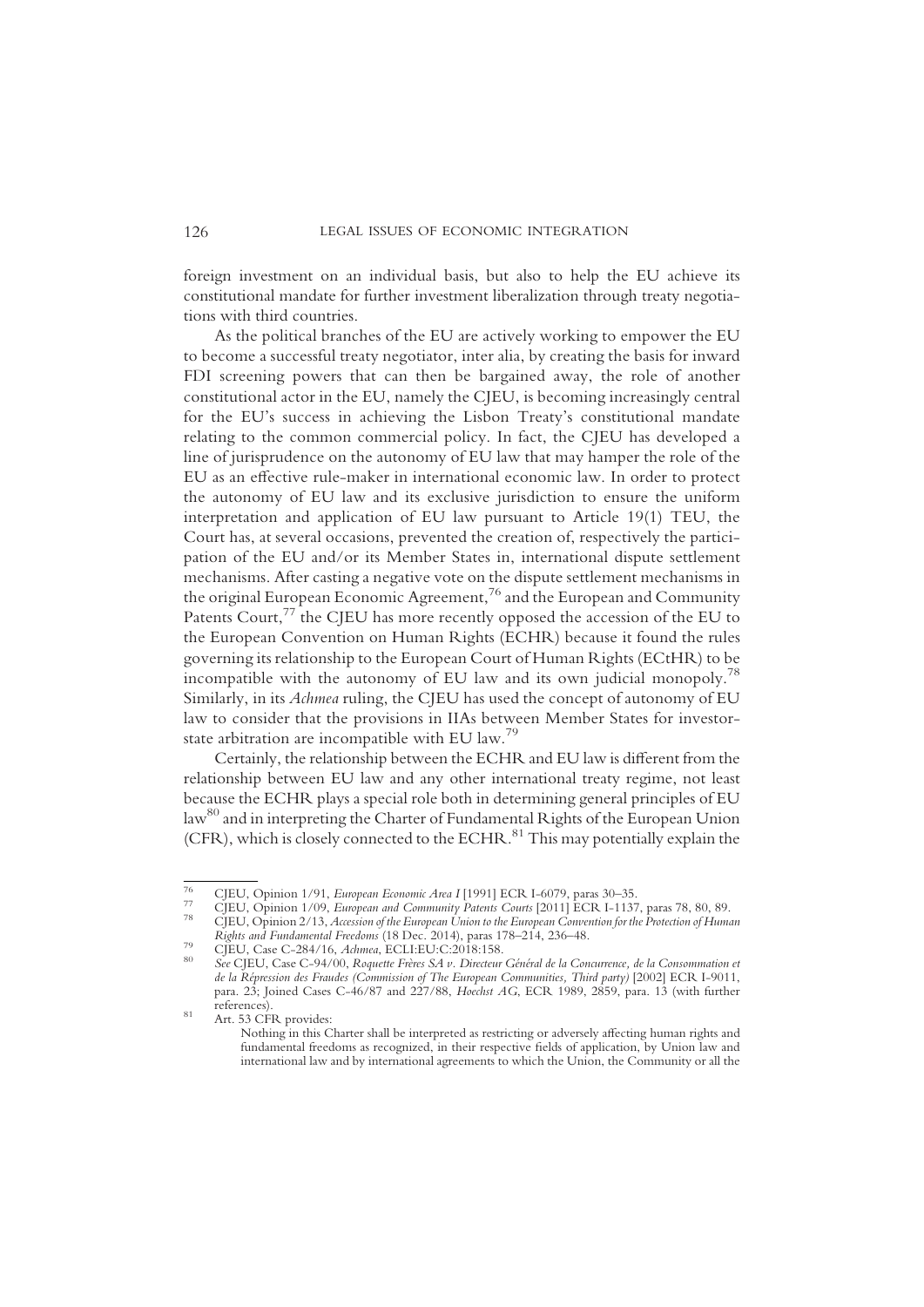foreign investment on an individual basis, but also to help the EU achieve its constitutional mandate for further investment liberalization through treaty negotiations with third countries.

As the political branches of the EU are actively working to empower the EU to become a successful treaty negotiator, inter alia, by creating the basis for inward FDI screening powers that can then be bargained away, the role of another constitutional actor in the EU, namely the CJEU, is becoming increasingly central for the EU's success in achieving the Lisbon Treaty's constitutional mandate relating to the common commercial policy. In fact, the CJEU has developed a line of jurisprudence on the autonomy of EU law that may hamper the role of the EU as an effective rule-maker in international economic law. In order to protect the autonomy of EU law and its exclusive jurisdiction to ensure the uniform interpretation and application of EU law pursuant to Article 19(1) TEU, the Court has, at several occasions, prevented the creation of, respectively the participation of the EU and/or its Member States in, international dispute settlement mechanisms. After casting a negative vote on the dispute settlement mechanisms in the original European Economic Agreement,[76] and the European and Community Patents Court,[77] the CJEU has more recently opposed the accession of the EU to the European Convention on Human Rights (ECHR) because it found the rules governing its relationship to the European Court of Human Rights (ECtHR) to be incompatible with the autonomy of EU law and its own judicial monopoly.[78] Similarly, in its *Achmea* ruling, the CJEU has used the concept of autonomy of EU law to consider that the provisions in IIAs between Member States for investor-state arbitration are incompatible with EU law.[79]

Certainly, the relationship between the ECHR and EU law is different from the relationship between EU law and any other international treaty regime, not least because the ECHR plays a special role both in determining general principles of EU law[80] and in interpreting the Charter of Fundamental Rights of the European Union (CFR), which is closely connected to the ECHR.[81] This may potentially explain the

---

[76] CJEU, Opinion 1/91, *European Economic Area I* [1991] ECR I-6079, paras 30–35.

[77] CJEU, Opinion 1/09, *European and Community Patents Courts* [2011] ECR I-1137, paras 78, 80, 89.

[78] CJEU, Opinion 2/13, *Accession of the European Union to the European Convention for the Protection of Human Rights and Fundamental Freedoms* (18 Dec. 2014), paras 178–214, 236–48.

[79] CJEU, Case C-284/16, *Achmea*, ECLI:EU:C:2018:158.

[80] *See* CJEU, Case C-94/00, *Roquette Frères SA v. Directeur Général de la Concurrence, de la Consommation et de la Répression des Fraudes (Commission of The European Communities, Third party)* [2002] ECR I-9011, para. 23; Joined Cases C-46/87 and 227/88, *Hoechst AG*, ECR 1989, 2859, para. 13 (with further references).

[81] Art. 53 CFR provides:

> Nothing in this Charter shall be interpreted as restricting or adversely affecting human rights and fundamental freedoms as recognized, in their respective fields of application, by Union law and international law and by international agreements to which the Union, the Community or all the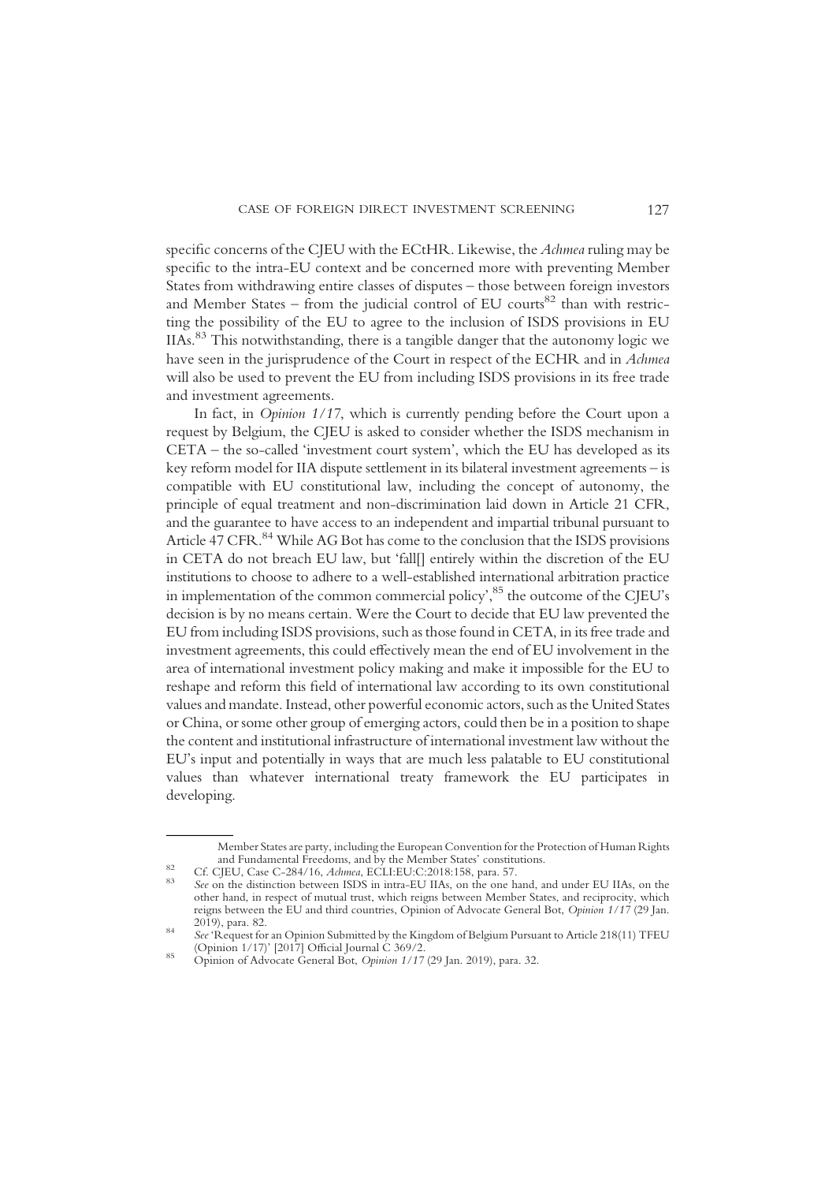specific concerns of the CJEU with the ECtHR. Likewise, the *Achmea* ruling may be specific to the intra-EU context and be concerned more with preventing Member States from withdrawing entire classes of disputes – those between foreign investors and Member States – from the judicial control of EU courts[82] than with restricting the possibility of the EU to agree to the inclusion of ISDS provisions in EU IIAs.[83] This notwithstanding, there is a tangible danger that the autonomy logic we have seen in the jurisprudence of the Court in respect of the ECHR and in *Achmea* will also be used to prevent the EU from including ISDS provisions in its free trade and investment agreements.

In fact, in *Opinion 1/17*, which is currently pending before the Court upon a request by Belgium, the CJEU is asked to consider whether the ISDS mechanism in CETA – the so-called 'investment court system', which the EU has developed as its key reform model for IIA dispute settlement in its bilateral investment agreements – is compatible with EU constitutional law, including the concept of autonomy, the principle of equal treatment and non-discrimination laid down in Article 21 CFR, and the guarantee to have access to an independent and impartial tribunal pursuant to Article 47 CFR.[84] While AG Bot has come to the conclusion that the ISDS provisions in CETA do not breach EU law, but 'fall[] entirely within the discretion of the EU institutions to choose to adhere to a well-established international arbitration practice in implementation of the common commercial policy',[85] the outcome of the CJEU's decision is by no means certain. Were the Court to decide that EU law prevented the EU from including ISDS provisions, such as those found in CETA, in its free trade and investment agreements, this could effectively mean the end of EU involvement in the area of international investment policy making and make it impossible for the EU to reshape and reform this field of international law according to its own constitutional values and mandate. Instead, other powerful economic actors, such as the United States or China, or some other group of emerging actors, could then be in a position to shape the content and institutional infrastructure of international investment law without the EU's input and potentially in ways that are much less palatable to EU constitutional values than whatever international treaty framework the EU participates in developing.

---

Member States are party, including the European Convention for the Protection of Human Rights and Fundamental Freedoms, and by the Member States' constitutions.

[82] Cf. CJEU, Case C-284/16, *Achmea*, ECLI:EU:C:2018:158, para. 57.

[83] *See* on the distinction between ISDS in intra-EU IIAs, on the one hand, and under EU IIAs, on the other hand, in respect of mutual trust, which reigns between Member States, and reciprocity, which reigns between the EU and third countries, Opinion of Advocate General Bot, *Opinion 1/17* (29 Jan. 2019), para. 82.

[84] *See* 'Request for an Opinion Submitted by the Kingdom of Belgium Pursuant to Article 218(11) TFEU (Opinion 1/17)' [2017] Official Journal C 369/2.

[85] Opinion of Advocate General Bot, *Opinion 1/17* (29 Jan. 2019), para. 32.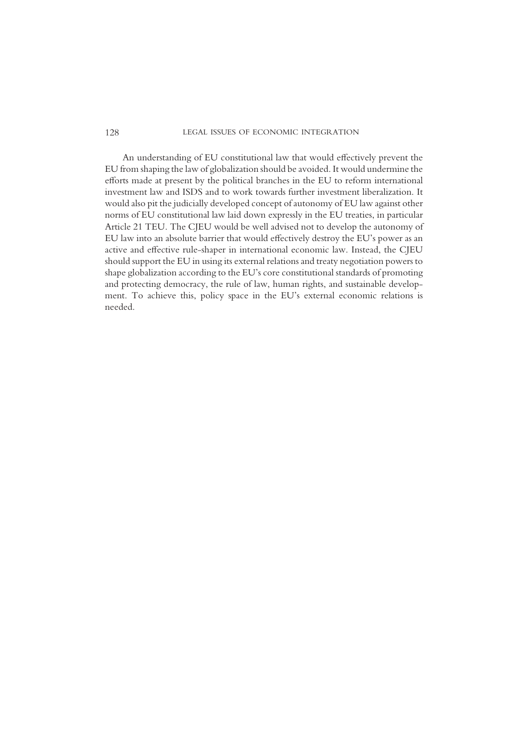An understanding of EU constitutional law that would effectively prevent the EU from shaping the law of globalization should be avoided. It would undermine the efforts made at present by the political branches in the EU to reform international investment law and ISDS and to work towards further investment liberalization. It would also pit the judicially developed concept of autonomy of EU law against other norms of EU constitutional law laid down expressly in the EU treaties, in particular Article 21 TEU. The CJEU would be well advised not to develop the autonomy of EU law into an absolute barrier that would effectively destroy the EU's power as an active and effective rule-shaper in international economic law. Instead, the CJEU should support the EU in using its external relations and treaty negotiation powers to shape globalization according to the EU's core constitutional standards of promoting and protecting democracy, the rule of law, human rights, and sustainable development. To achieve this, policy space in the EU's external economic relations is needed.